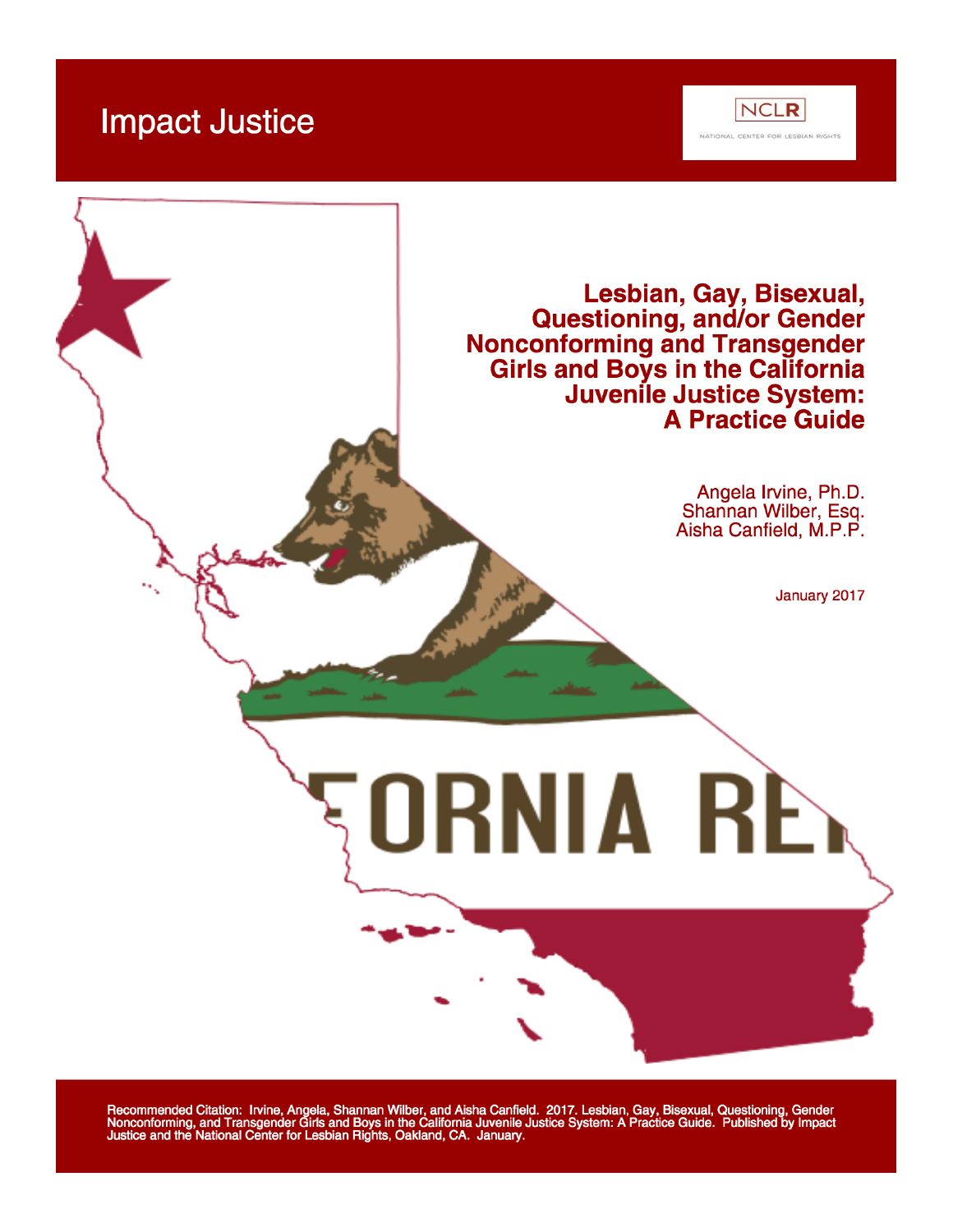Impact Justice

NCLR

NATIONAL CENTER FOR LESBIAN RIGHTS

# Lesbian, Gay, Bisexual, Questioning, and/or Gender Nonconforming and Transgender Girls and Boys in the California Juvenile Justice System: A Practice Guide

Angela Irvine, Ph.D.
Shannan Wilber, Esq.
Aisha Canfield, M.P.P.

January 2017

Recommended Citation: Irvine, Angela, Shannan Wilber, and Aisha Canfield. 2017. Lesbian, Gay, Bisexual, Questioning, Gender Nonconforming, and Transgender Girls and Boys in the California Juvenile Justice System: A Practice Guide. Published by Impact Justice and the National Center for Lesbian Rights, Oakland, CA. January.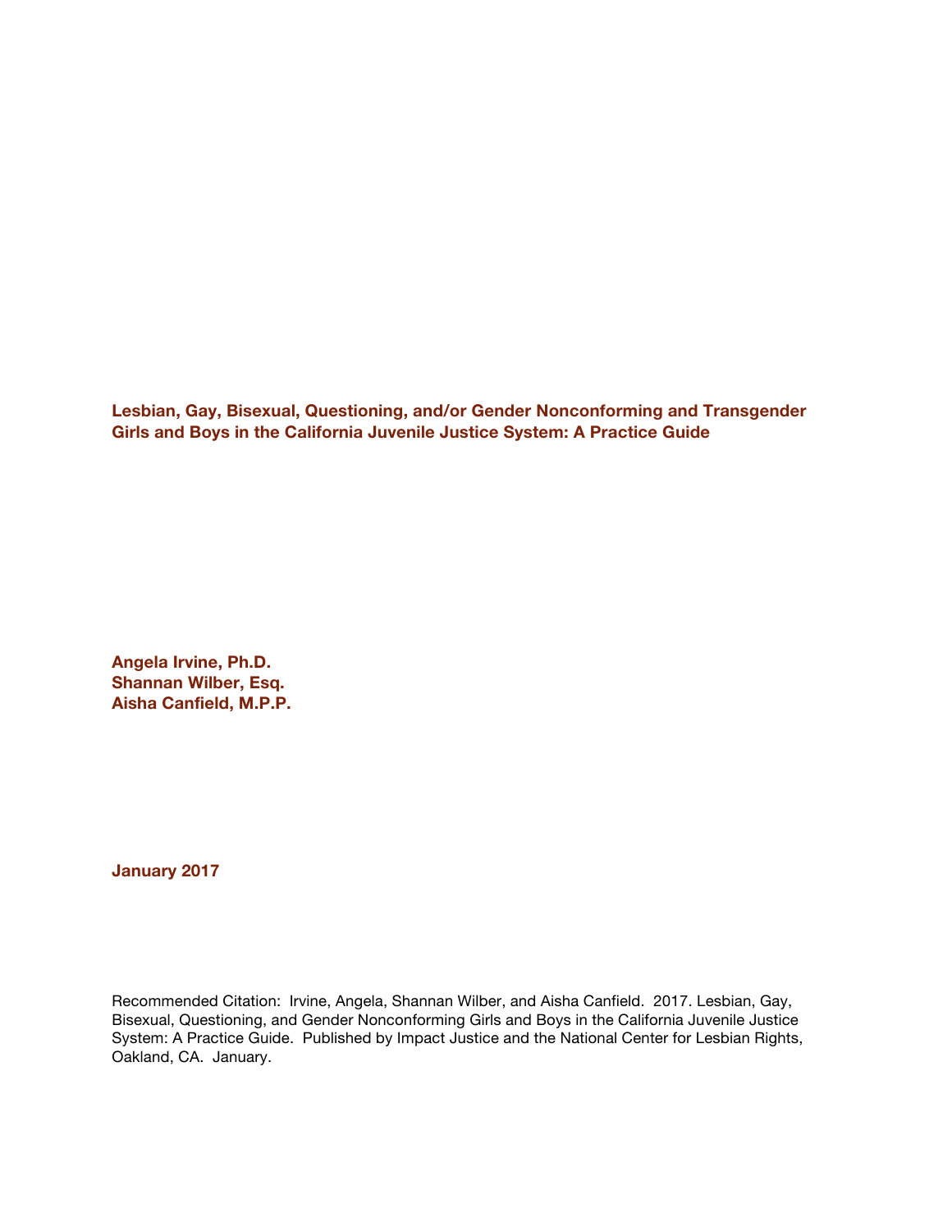# Lesbian, Gay, Bisexual, Questioning, and/or Gender Nonconforming and Transgender Girls and Boys in the California Juvenile Justice System: A Practice Guide

**Angela Irvine, Ph.D.**
**Shannan Wilber, Esq.**
**Aisha Canfield, M.P.P.**

**January 2017**

Recommended Citation: Irvine, Angela, Shannan Wilber, and Aisha Canfield. 2017. Lesbian, Gay, Bisexual, Questioning, and Gender Nonconforming Girls and Boys in the California Juvenile Justice System: A Practice Guide. Published by Impact Justice and the National Center for Lesbian Rights, Oakland, CA. January.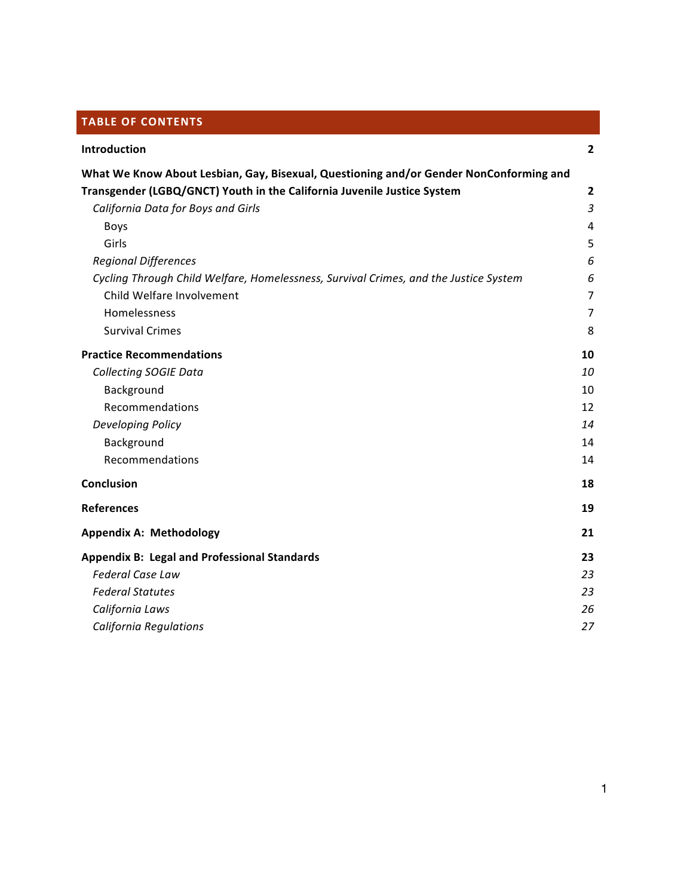## TABLE OF CONTENTS

| | |
|---|---|
| **Introduction** | **2** |
| **What We Know About Lesbian, Gay, Bisexual, Questioning and/or Gender NonConforming and Transgender (LGBQ/GNCT) Youth in the California Juvenile Justice System** | **2** |
| *California Data for Boys and Girls* | *3* |
| Boys | 4 |
| Girls | 5 |
| *Regional Differences* | *6* |
| *Cycling Through Child Welfare, Homelessness, Survival Crimes, and the Justice System* | *6* |
| Child Welfare Involvement | 7 |
| Homelessness | 7 |
| Survival Crimes | 8 |
| **Practice Recommendations** | **10** |
| *Collecting SOGIE Data* | *10* |
| Background | 10 |
| Recommendations | 12 |
| *Developing Policy* | *14* |
| Background | 14 |
| Recommendations | 14 |
| **Conclusion** | **18** |
| **References** | **19** |
| **Appendix A: Methodology** | **21** |
| **Appendix B: Legal and Professional Standards** | **23** |
| *Federal Case Law* | *23* |
| *Federal Statutes* | *23* |
| *California Laws* | *26* |
| *California Regulations* | *27* |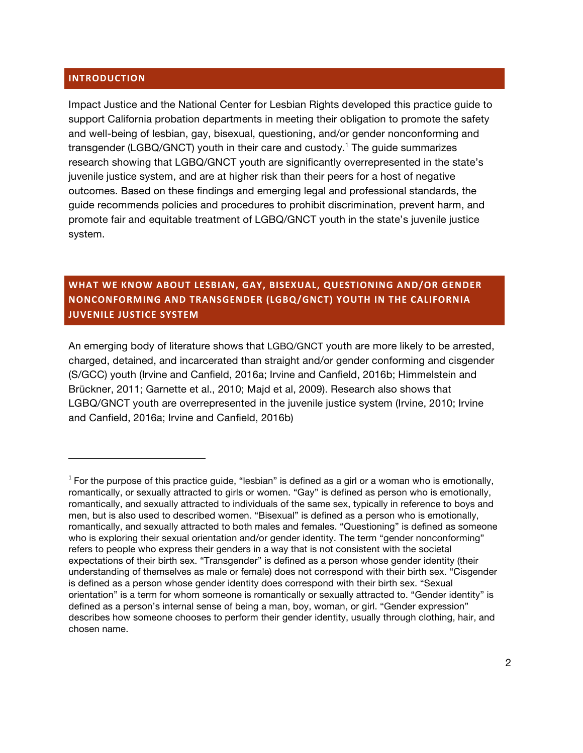## INTRODUCTION

Impact Justice and the National Center for Lesbian Rights developed this practice guide to support California probation departments in meeting their obligation to promote the safety and well-being of lesbian, gay, bisexual, questioning, and/or gender nonconforming and transgender (LGBQ/GNCT) youth in their care and custody.[1] The guide summarizes research showing that LGBQ/GNCT youth are significantly overrepresented in the state's juvenile justice system, and are at higher risk than their peers for a host of negative outcomes. Based on these findings and emerging legal and professional standards, the guide recommends policies and procedures to prohibit discrimination, prevent harm, and promote fair and equitable treatment of LGBQ/GNCT youth in the state's juvenile justice system.

## WHAT WE KNOW ABOUT LESBIAN, GAY, BISEXUAL, QUESTIONING AND/OR GENDER NONCONFORMING AND TRANSGENDER (LGBQ/GNCT) YOUTH IN THE CALIFORNIA JUVENILE JUSTICE SYSTEM

An emerging body of literature shows that LGBQ/GNCT youth are more likely to be arrested, charged, detained, and incarcerated than straight and/or gender conforming and cisgender (S/GCC) youth (Irvine and Canfield, 2016a; Irvine and Canfield, 2016b; Himmelstein and Brückner, 2011; Garnette et al., 2010; Majd et al, 2009). Research also shows that LGBQ/GNCT youth are overrepresented in the juvenile justice system (Irvine, 2010; Irvine and Canfield, 2016a; Irvine and Canfield, 2016b)

---

[1] For the purpose of this practice guide, "lesbian" is defined as a girl or a woman who is emotionally, romantically, or sexually attracted to girls or women. "Gay" is defined as person who is emotionally, romantically, and sexually attracted to individuals of the same sex, typically in reference to boys and men, but is also used to described women. "Bisexual" is defined as a person who is emotionally, romantically, and sexually attracted to both males and females. "Questioning" is defined as someone who is exploring their sexual orientation and/or gender identity. The term "gender nonconforming" refers to people who express their genders in a way that is not consistent with the societal expectations of their birth sex. "Transgender" is defined as a person whose gender identity (their understanding of themselves as male or female) does not correspond with their birth sex. "Cisgender is defined as a person whose gender identity does correspond with their birth sex. "Sexual orientation" is a term for whom someone is romantically or sexually attracted to. "Gender identity" is defined as a person's internal sense of being a man, boy, woman, or girl. "Gender expression" describes how someone chooses to perform their gender identity, usually through clothing, hair, and chosen name.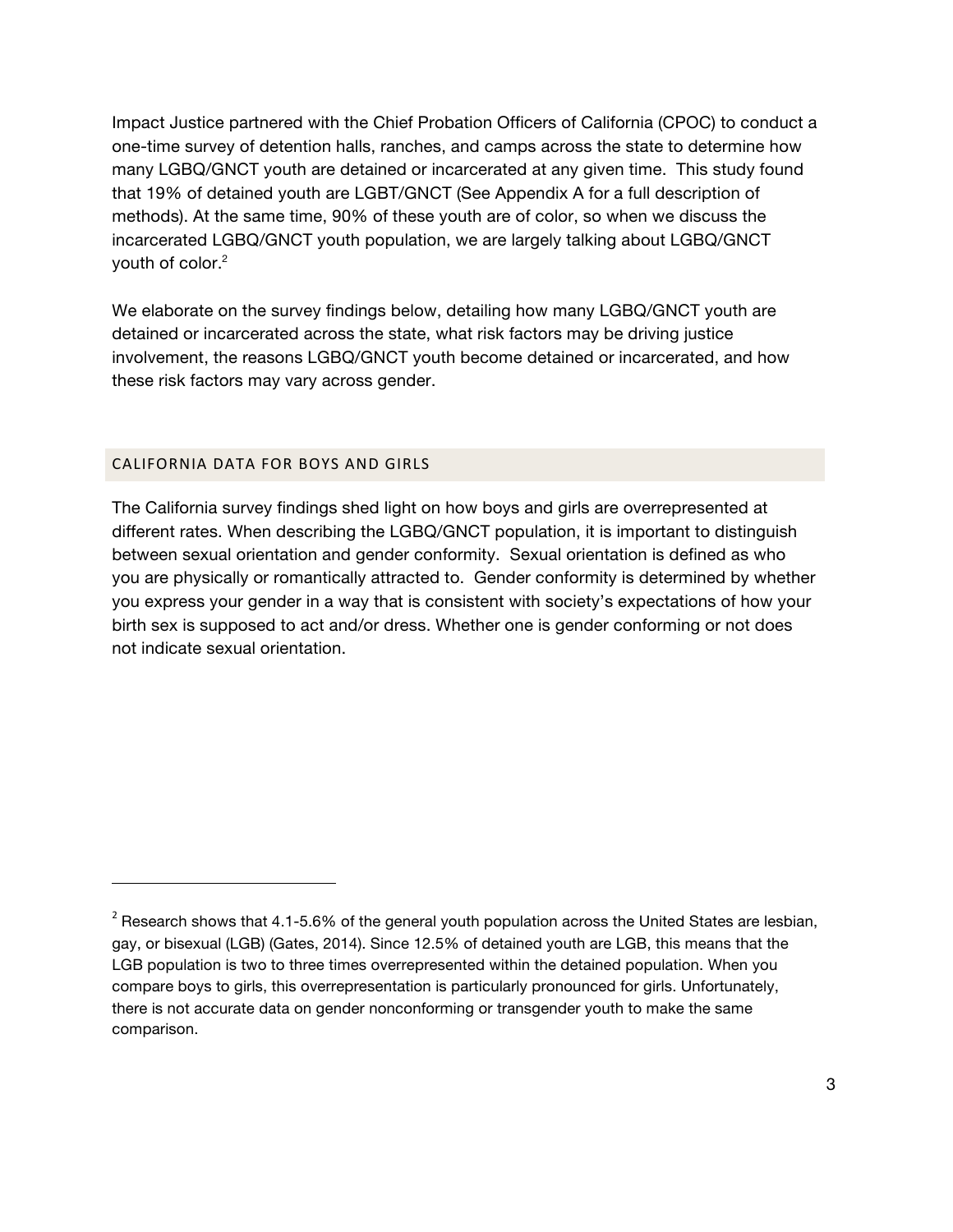Impact Justice partnered with the Chief Probation Officers of California (CPOC) to conduct a one-time survey of detention halls, ranches, and camps across the state to determine how many LGBQ/GNCT youth are detained or incarcerated at any given time. This study found that 19% of detained youth are LGBT/GNCT (See Appendix A for a full description of methods). At the same time, 90% of these youth are of color, so when we discuss the incarcerated LGBQ/GNCT youth population, we are largely talking about LGBQ/GNCT youth of color.[2]

We elaborate on the survey findings below, detailing how many LGBQ/GNCT youth are detained or incarcerated across the state, what risk factors may be driving justice involvement, the reasons LGBQ/GNCT youth become detained or incarcerated, and how these risk factors may vary across gender.

## CALIFORNIA DATA FOR BOYS AND GIRLS

The California survey findings shed light on how boys and girls are overrepresented at different rates. When describing the LGBQ/GNCT population, it is important to distinguish between sexual orientation and gender conformity. Sexual orientation is defined as who you are physically or romantically attracted to. Gender conformity is determined by whether you express your gender in a way that is consistent with society's expectations of how your birth sex is supposed to act and/or dress. Whether one is gender conforming or not does not indicate sexual orientation.

---

[2] Research shows that 4.1-5.6% of the general youth population across the United States are lesbian, gay, or bisexual (LGB) (Gates, 2014). Since 12.5% of detained youth are LGB, this means that the LGB population is two to three times overrepresented within the detained population. When you compare boys to girls, this overrepresentation is particularly pronounced for girls. Unfortunately, there is not accurate data on gender nonconforming or transgender youth to make the same comparison.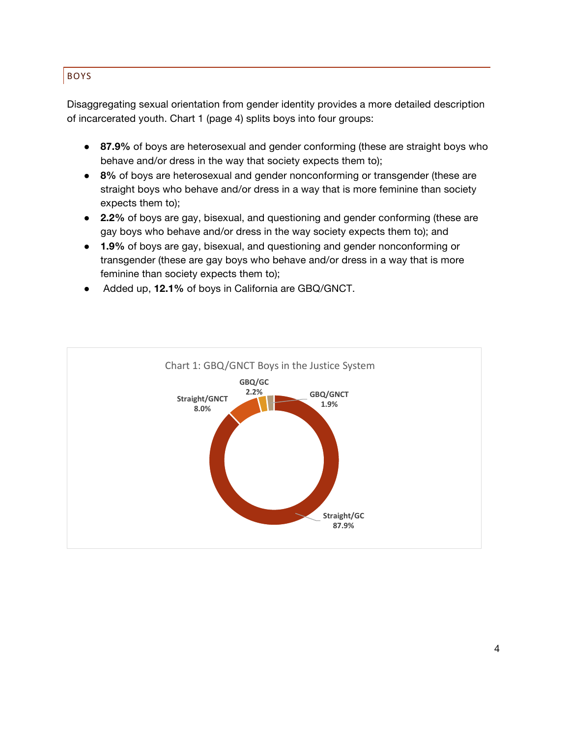## BOYS

Disaggregating sexual orientation from gender identity provides a more detailed description of incarcerated youth. Chart 1 (page 4) splits boys into four groups:

- **87.9%** of boys are heterosexual and gender conforming (these are straight boys who behave and/or dress in the way that society expects them to);
- **8%** of boys are heterosexual and gender nonconforming or transgender (these are straight boys who behave and/or dress in a way that is more feminine than society expects them to);
- **2.2%** of boys are gay, bisexual, and questioning and gender conforming (these are gay boys who behave and/or dress in the way society expects them to); and
- **1.9%** of boys are gay, bisexual, and questioning and gender nonconforming or transgender (these are gay boys who behave and/or dress in a way that is more feminine than society expects them to);
- Added up, **12.1%** of boys in California are GBQ/GNCT.

Chart 1: GBQ/GNCT Boys in the Justice System

| Group | Percentage |
|---|---|
| Straight/GC | 87.9% |
| Straight/GNCT | 8.0% |
| GBQ/GC | 2.2% |
| GBQ/GNCT | 1.9% |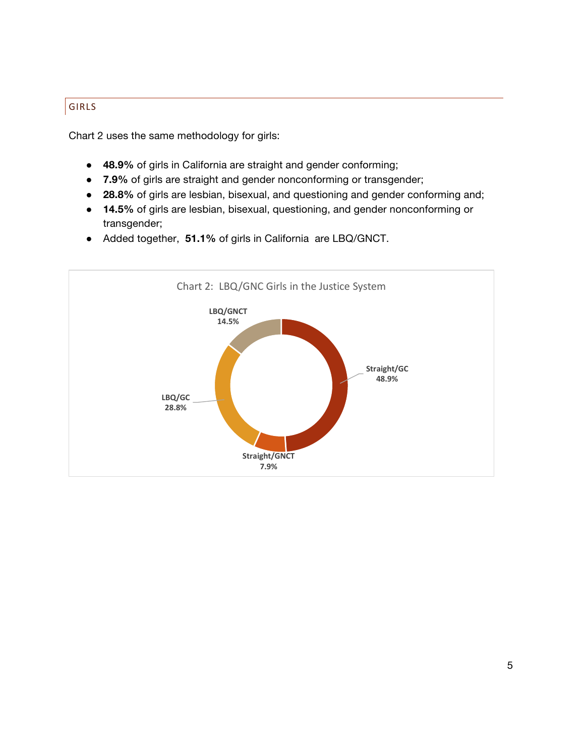## GIRLS

Chart 2 uses the same methodology for girls:

- **48.9%** of girls in California are straight and gender conforming;
- **7.9%** of girls are straight and gender nonconforming or transgender;
- **28.8%** of girls are lesbian, bisexual, and questioning and gender conforming and;
- **14.5%** of girls are lesbian, bisexual, questioning, and gender nonconforming or transgender;
- Added together, **51.1%** of girls in California are LBQ/GNCT.

Chart 2: LBQ/GNC Girls in the Justice System

| Category | Percentage |
|---|---|
| Straight/GC | 48.9% |
| Straight/GNCT | 7.9% |
| LBQ/GC | 28.8% |
| LBQ/GNCT | 14.5% |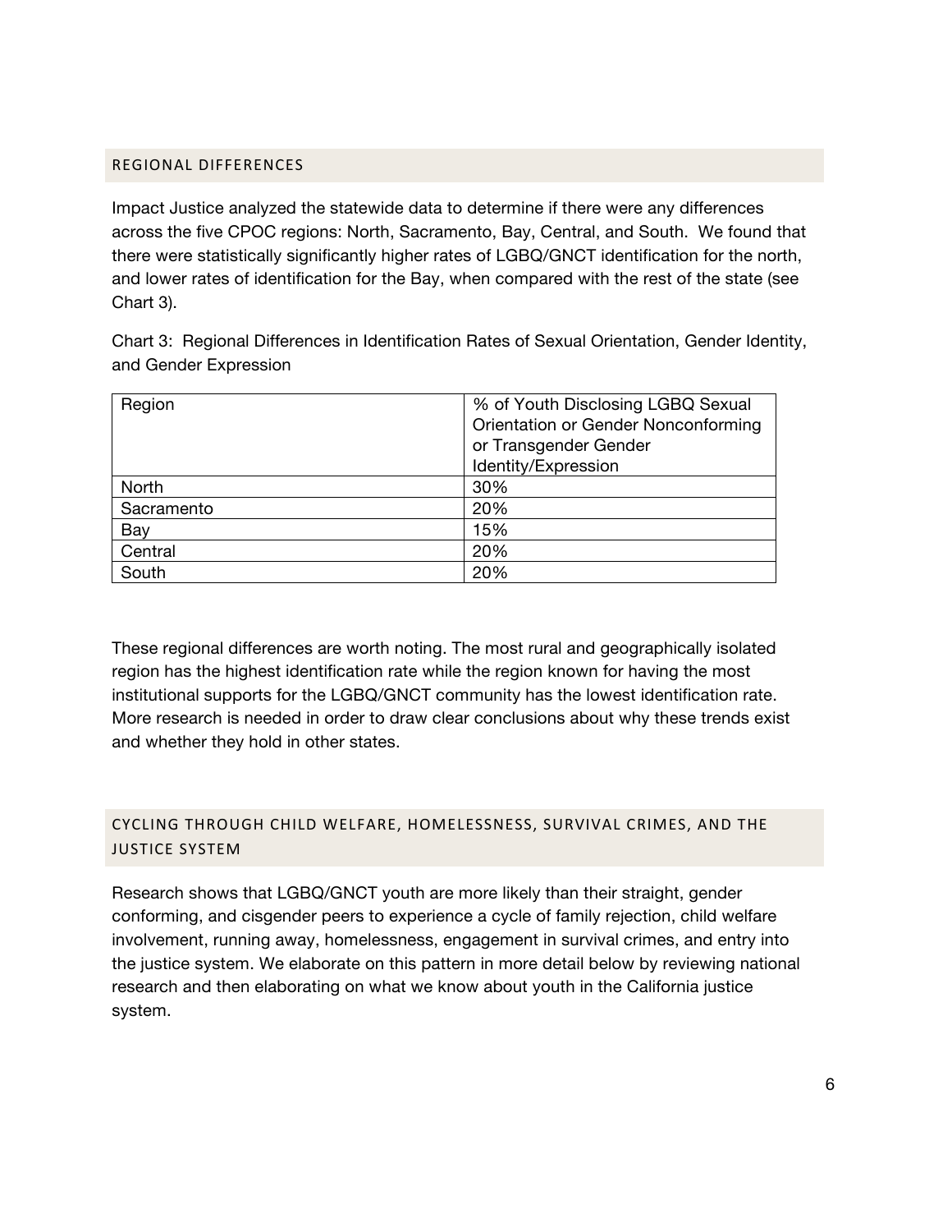## REGIONAL DIFFERENCES

Impact Justice analyzed the statewide data to determine if there were any differences across the five CPOC regions: North, Sacramento, Bay, Central, and South. We found that there were statistically significantly higher rates of LGBQ/GNCT identification for the north, and lower rates of identification for the Bay, when compared with the rest of the state (see Chart 3).

Chart 3: Regional Differences in Identification Rates of Sexual Orientation, Gender Identity, and Gender Expression

| Region | % of Youth Disclosing LGBQ Sexual Orientation or Gender Nonconforming or Transgender Gender Identity/Expression |
|---|---|
| North | 30% |
| Sacramento | 20% |
| Bay | 15% |
| Central | 20% |
| South | 20% |

These regional differences are worth noting. The most rural and geographically isolated region has the highest identification rate while the region known for having the most institutional supports for the LGBQ/GNCT community has the lowest identification rate. More research is needed in order to draw clear conclusions about why these trends exist and whether they hold in other states.

## CYCLING THROUGH CHILD WELFARE, HOMELESSNESS, SURVIVAL CRIMES, AND THE JUSTICE SYSTEM

Research shows that LGBQ/GNCT youth are more likely than their straight, gender conforming, and cisgender peers to experience a cycle of family rejection, child welfare involvement, running away, homelessness, engagement in survival crimes, and entry into the justice system. We elaborate on this pattern in more detail below by reviewing national research and then elaborating on what we know about youth in the California justice system.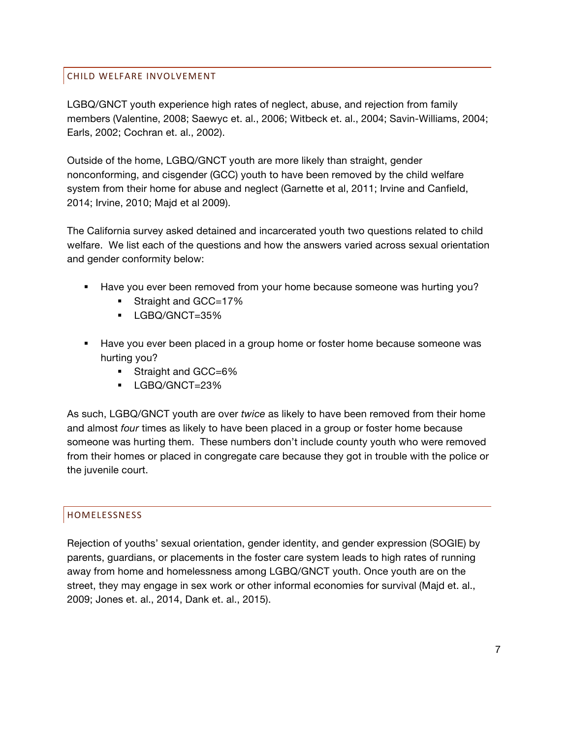## CHILD WELFARE INVOLVEMENT

LGBQ/GNCT youth experience high rates of neglect, abuse, and rejection from family members (Valentine, 2008; Saewyc et. al., 2006; Witbeck et. al., 2004; Savin-Williams, 2004; Earls, 2002; Cochran et. al., 2002).

Outside of the home, LGBQ/GNCT youth are more likely than straight, gender nonconforming, and cisgender (GCC) youth to have been removed by the child welfare system from their home for abuse and neglect (Garnette et al, 2011; Irvine and Canfield, 2014; Irvine, 2010; Majd et al 2009).

The California survey asked detained and incarcerated youth two questions related to child welfare. We list each of the questions and how the answers varied across sexual orientation and gender conformity below:

- Have you ever been removed from your home because someone was hurting you?
  - Straight and GCC=17%
  - LGBQ/GNCT=35%
- Have you ever been placed in a group home or foster home because someone was hurting you?
  - Straight and GCC=6%
  - LGBQ/GNCT=23%

As such, LGBQ/GNCT youth are over *twice* as likely to have been removed from their home and almost *four* times as likely to have been placed in a group or foster home because someone was hurting them. These numbers don't include county youth who were removed from their homes or placed in congregate care because they got in trouble with the police or the juvenile court.

## HOMELESSNESS

Rejection of youths' sexual orientation, gender identity, and gender expression (SOGIE) by parents, guardians, or placements in the foster care system leads to high rates of running away from home and homelessness among LGBQ/GNCT youth. Once youth are on the street, they may engage in sex work or other informal economies for survival (Majd et. al., 2009; Jones et. al., 2014, Dank et. al., 2015).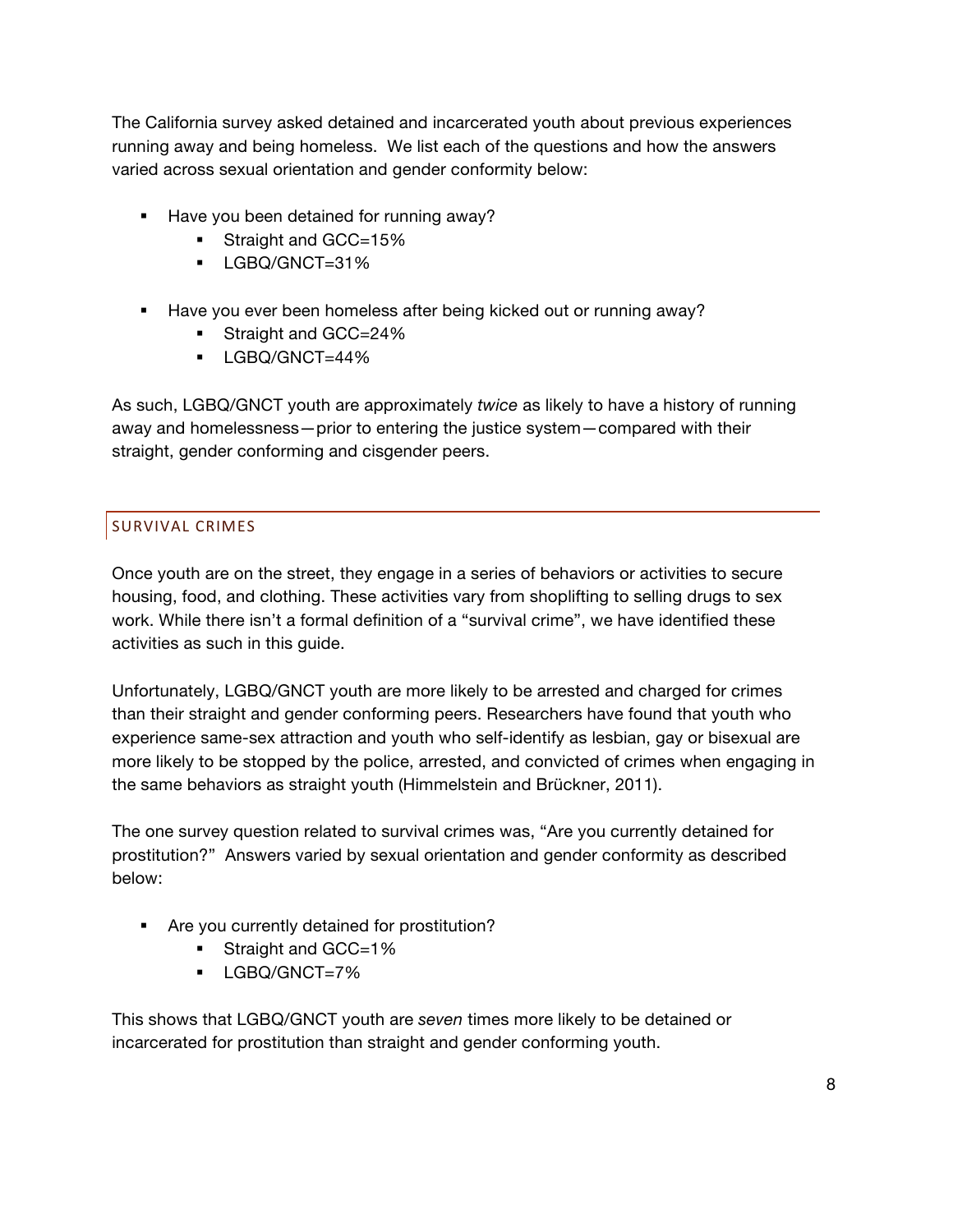The California survey asked detained and incarcerated youth about previous experiences running away and being homeless. We list each of the questions and how the answers varied across sexual orientation and gender conformity below:

- Have you been detained for running away?
  - Straight and GCC=15%
  - LGBQ/GNCT=31%

- Have you ever been homeless after being kicked out or running away?
  - Straight and GCC=24%
  - LGBQ/GNCT=44%

As such, LGBQ/GNCT youth are approximately *twice* as likely to have a history of running away and homelessness—prior to entering the justice system—compared with their straight, gender conforming and cisgender peers.

## SURVIVAL CRIMES

Once youth are on the street, they engage in a series of behaviors or activities to secure housing, food, and clothing. These activities vary from shoplifting to selling drugs to sex work. While there isn't a formal definition of a "survival crime", we have identified these activities as such in this guide.

Unfortunately, LGBQ/GNCT youth are more likely to be arrested and charged for crimes than their straight and gender conforming peers. Researchers have found that youth who experience same-sex attraction and youth who self-identify as lesbian, gay or bisexual are more likely to be stopped by the police, arrested, and convicted of crimes when engaging in the same behaviors as straight youth (Himmelstein and Brückner, 2011).

The one survey question related to survival crimes was, "Are you currently detained for prostitution?" Answers varied by sexual orientation and gender conformity as described below:

- Are you currently detained for prostitution?
  - Straight and GCC=1%
  - LGBQ/GNCT=7%

This shows that LGBQ/GNCT youth are *seven* times more likely to be detained or incarcerated for prostitution than straight and gender conforming youth.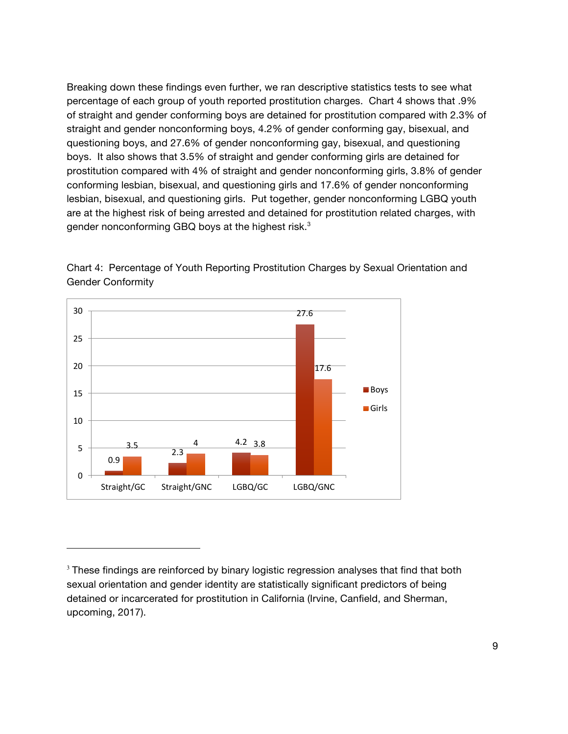Breaking down these findings even further, we ran descriptive statistics tests to see what percentage of each group of youth reported prostitution charges. Chart 4 shows that .9% of straight and gender conforming boys are detained for prostitution compared with 2.3% of straight and gender nonconforming boys, 4.2% of gender conforming gay, bisexual, and questioning boys, and 27.6% of gender nonconforming gay, bisexual, and questioning boys. It also shows that 3.5% of straight and gender conforming girls are detained for prostitution compared with 4% of straight and gender nonconforming girls, 3.8% of gender conforming lesbian, bisexual, and questioning girls and 17.6% of gender nonconforming lesbian, bisexual, and questioning girls. Put together, gender nonconforming LGBQ youth are at the highest risk of being arrested and detained for prostitution related charges, with gender nonconforming GBQ boys at the highest risk.[3]

Chart 4: Percentage of Youth Reporting Prostitution Charges by Sexual Orientation and Gender Conformity

| | Boys | Girls |
|---|---|---|
| Straight/GC | 0.9 | 3.5 |
| Straight/GNC | 2.3 | 4 |
| LGBQ/GC | 4.2 | 3.8 |
| LGBQ/GNC | 27.6 | 17.6 |

---

[3] These findings are reinforced by binary logistic regression analyses that find that both sexual orientation and gender identity are statistically significant predictors of being detained or incarcerated for prostitution in California (Irvine, Canfield, and Sherman, upcoming, 2017).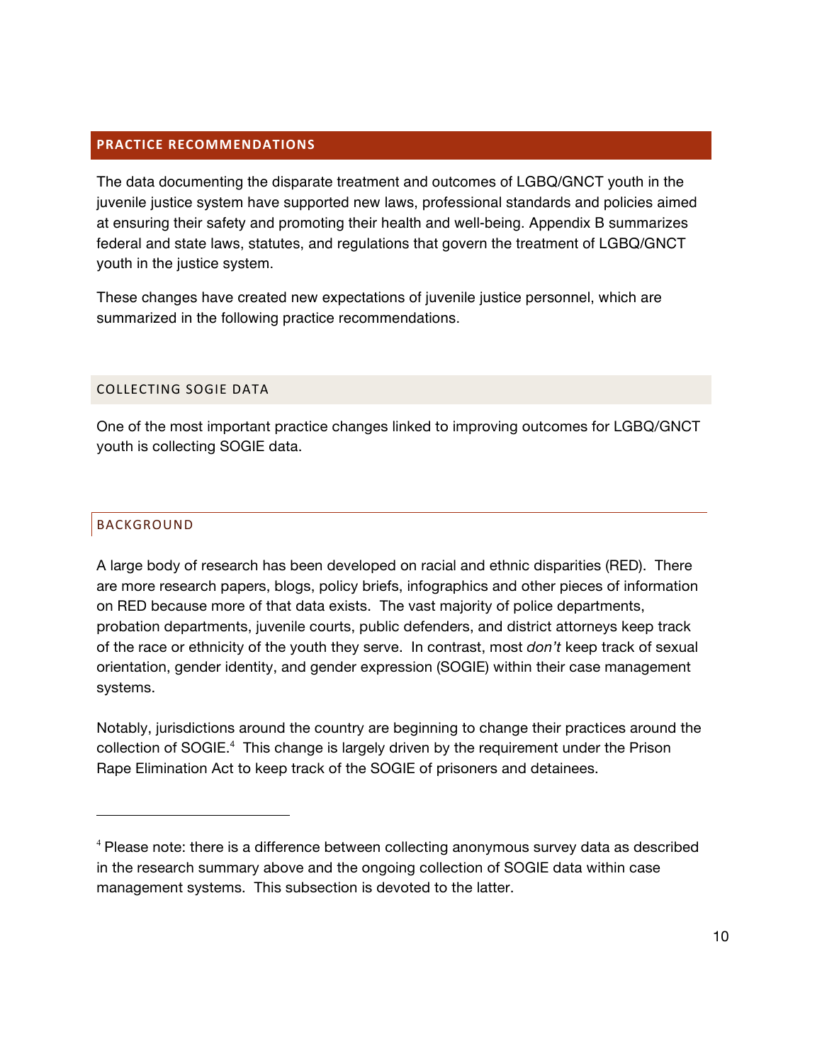## PRACTICE RECOMMENDATIONS

The data documenting the disparate treatment and outcomes of LGBQ/GNCT youth in the juvenile justice system have supported new laws, professional standards and policies aimed at ensuring their safety and promoting their health and well-being. Appendix B summarizes federal and state laws, statutes, and regulations that govern the treatment of LGBQ/GNCT youth in the justice system.

These changes have created new expectations of juvenile justice personnel, which are summarized in the following practice recommendations.

### COLLECTING SOGIE DATA

One of the most important practice changes linked to improving outcomes for LGBQ/GNCT youth is collecting SOGIE data.

#### BACKGROUND

A large body of research has been developed on racial and ethnic disparities (RED). There are more research papers, blogs, policy briefs, infographics and other pieces of information on RED because more of that data exists. The vast majority of police departments, probation departments, juvenile courts, public defenders, and district attorneys keep track of the race or ethnicity of the youth they serve. In contrast, most *don't* keep track of sexual orientation, gender identity, and gender expression (SOGIE) within their case management systems.

Notably, jurisdictions around the country are beginning to change their practices around the collection of SOGIE.[4] This change is largely driven by the requirement under the Prison Rape Elimination Act to keep track of the SOGIE of prisoners and detainees.

---

[4] Please note: there is a difference between collecting anonymous survey data as described in the research summary above and the ongoing collection of SOGIE data within case management systems. This subsection is devoted to the latter.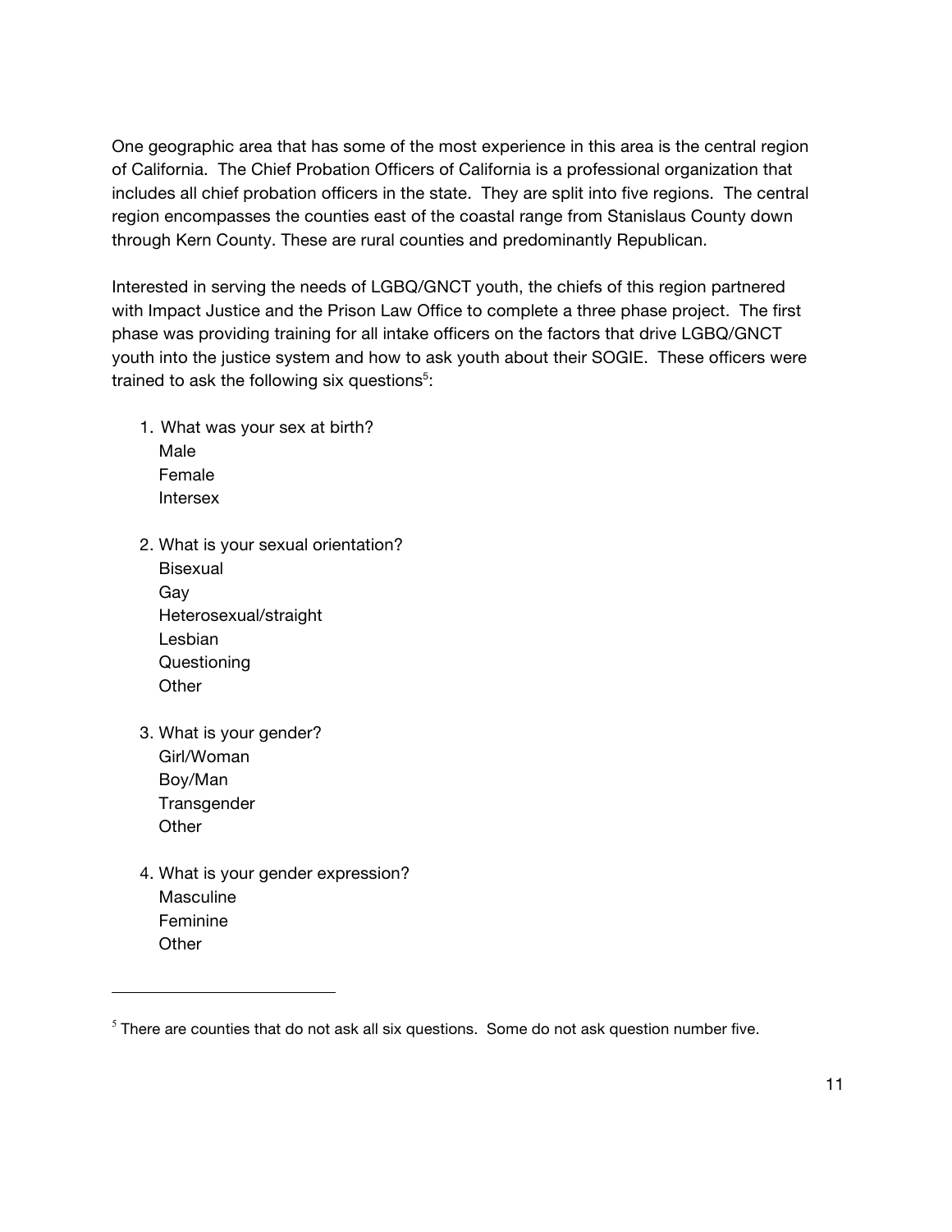One geographic area that has some of the most experience in this area is the central region of California. The Chief Probation Officers of California is a professional organization that includes all chief probation officers in the state. They are split into five regions. The central region encompasses the counties east of the coastal range from Stanislaus County down through Kern County. These are rural counties and predominantly Republican.

Interested in serving the needs of LGBQ/GNCT youth, the chiefs of this region partnered with Impact Justice and the Prison Law Office to complete a three phase project. The first phase was providing training for all intake officers on the factors that drive LGBQ/GNCT youth into the justice system and how to ask youth about their SOGIE. These officers were trained to ask the following six questions[5]:

1. What was your sex at birth?
   Male
   Female
   Intersex

2. What is your sexual orientation?
   Bisexual
   Gay
   Heterosexual/straight
   Lesbian
   Questioning
   Other

3. What is your gender?
   Girl/Woman
   Boy/Man
   Transgender
   Other

4. What is your gender expression?
   Masculine
   Feminine
   Other

[5] There are counties that do not ask all six questions. Some do not ask question number five.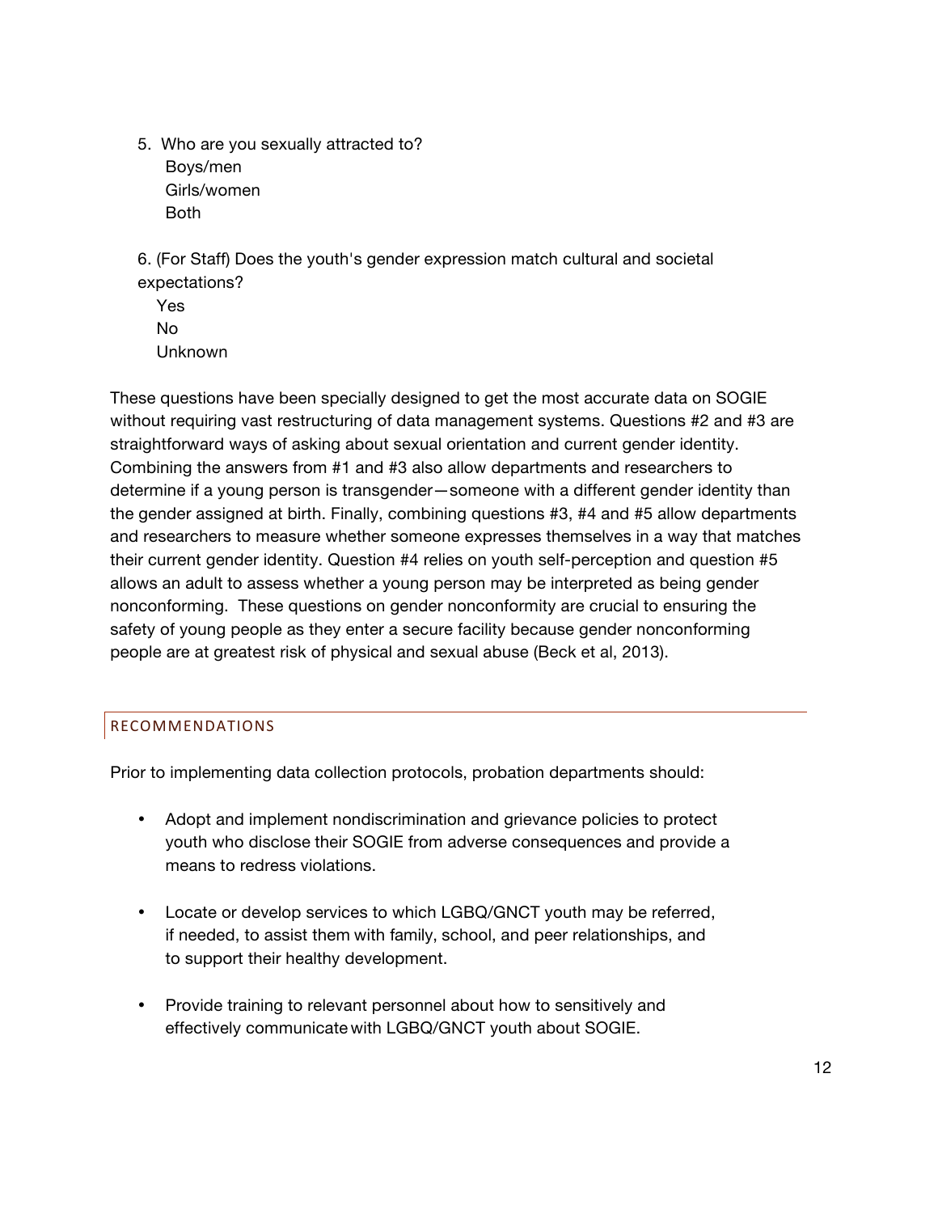5. Who are you sexually attracted to?
   Boys/men
   Girls/women
   Both

6. (For Staff) Does the youth's gender expression match cultural and societal expectations?
   Yes
   No
   Unknown

These questions have been specially designed to get the most accurate data on SOGIE without requiring vast restructuring of data management systems. Questions #2 and #3 are straightforward ways of asking about sexual orientation and current gender identity. Combining the answers from #1 and #3 also allow departments and researchers to determine if a young person is transgender—someone with a different gender identity than the gender assigned at birth. Finally, combining questions #3, #4 and #5 allow departments and researchers to measure whether someone expresses themselves in a way that matches their current gender identity. Question #4 relies on youth self-perception and question #5 allows an adult to assess whether a young person may be interpreted as being gender nonconforming. These questions on gender nonconformity are crucial to ensuring the safety of young people as they enter a secure facility because gender nonconforming people are at greatest risk of physical and sexual abuse (Beck et al, 2013).

## RECOMMENDATIONS

Prior to implementing data collection protocols, probation departments should:

- Adopt and implement nondiscrimination and grievance policies to protect youth who disclose their SOGIE from adverse consequences and provide a means to redress violations.
- Locate or develop services to which LGBQ/GNCT youth may be referred, if needed, to assist them with family, school, and peer relationships, and to support their healthy development.
- Provide training to relevant personnel about how to sensitively and effectively communicate with LGBQ/GNCT youth about SOGIE.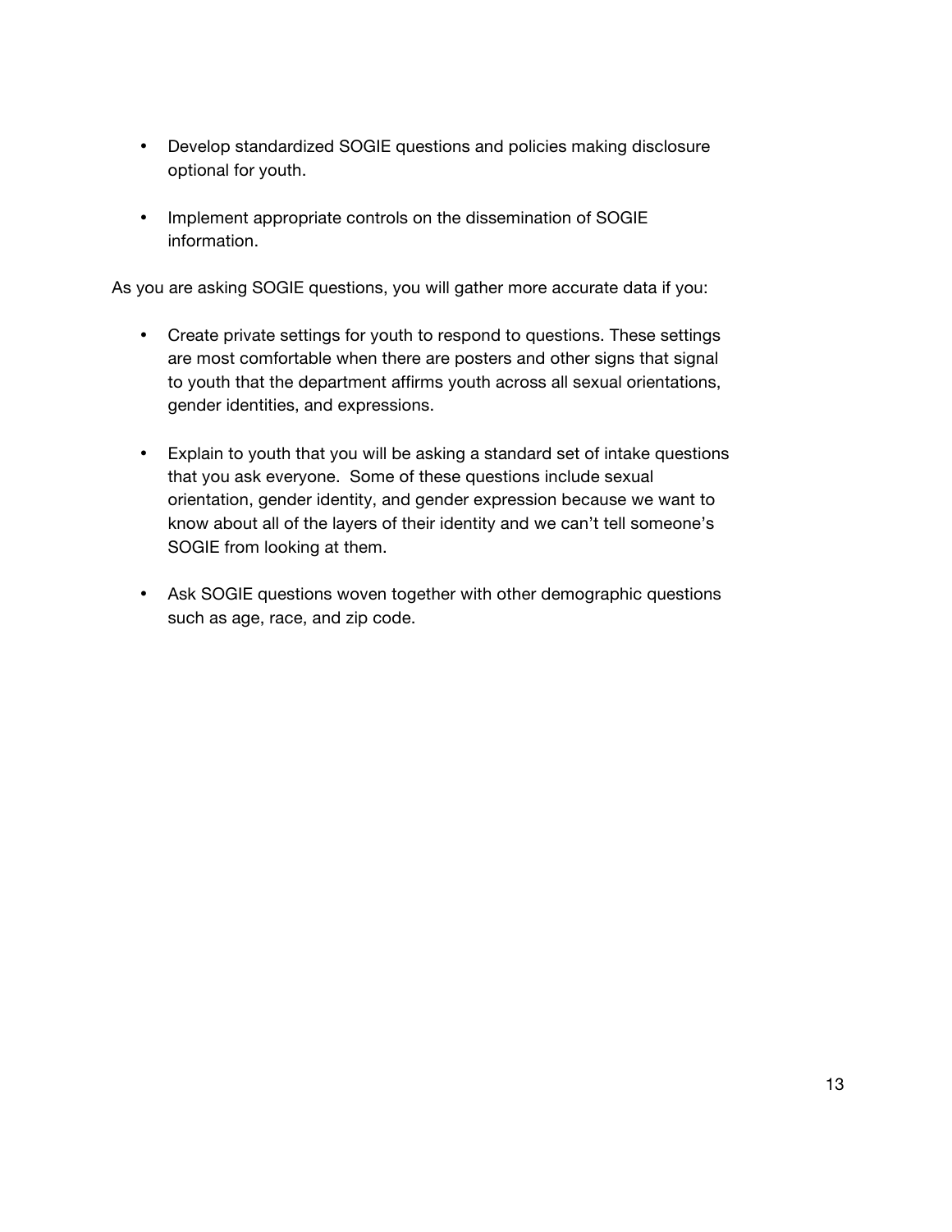- Develop standardized SOGIE questions and policies making disclosure optional for youth.

- Implement appropriate controls on the dissemination of SOGIE information.

As you are asking SOGIE questions, you will gather more accurate data if you:

- Create private settings for youth to respond to questions. These settings are most comfortable when there are posters and other signs that signal to youth that the department affirms youth across all sexual orientations, gender identities, and expressions.

- Explain to youth that you will be asking a standard set of intake questions that you ask everyone. Some of these questions include sexual orientation, gender identity, and gender expression because we want to know about all of the layers of their identity and we can't tell someone's SOGIE from looking at them.

- Ask SOGIE questions woven together with other demographic questions such as age, race, and zip code.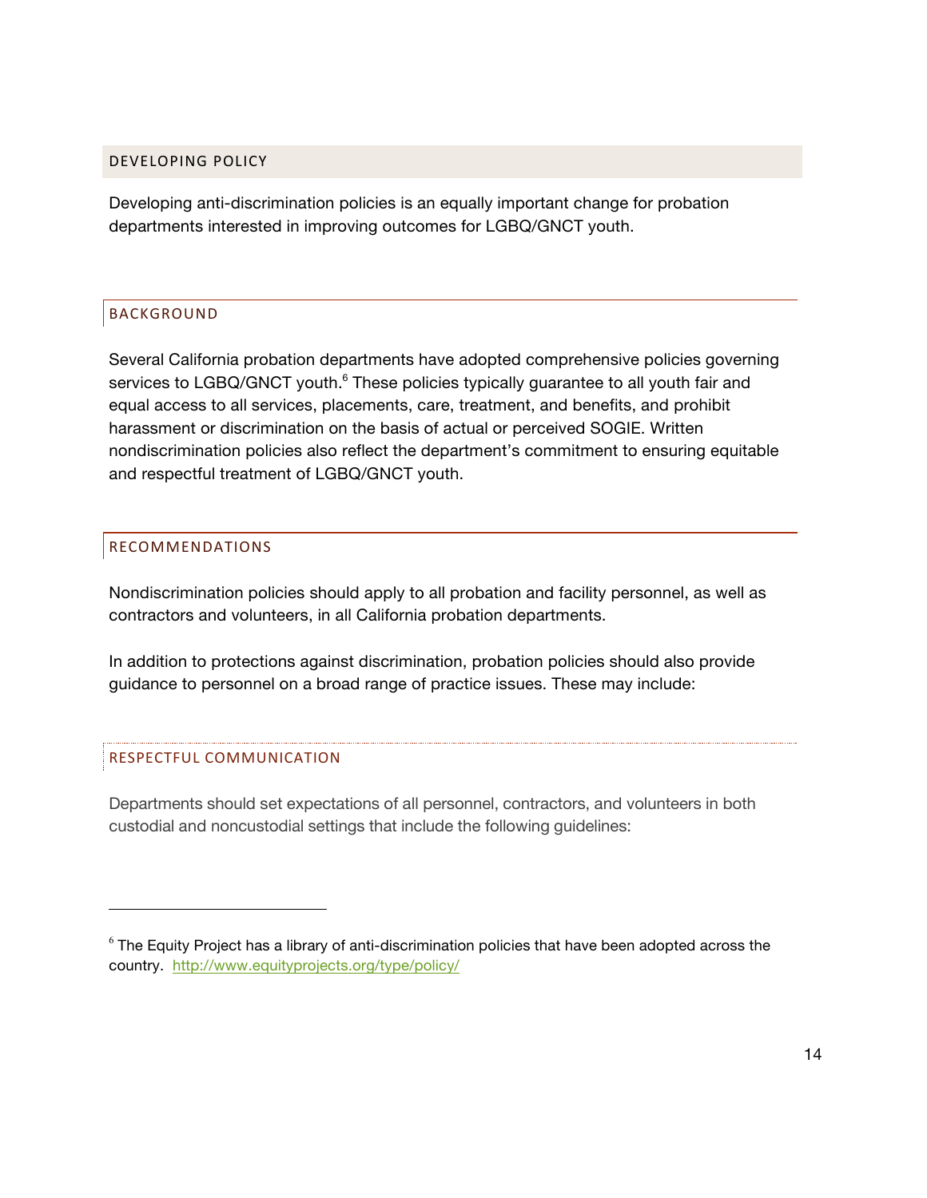## DEVELOPING POLICY

Developing anti-discrimination policies is an equally important change for probation departments interested in improving outcomes for LGBQ/GNCT youth.

### BACKGROUND

Several California probation departments have adopted comprehensive policies governing services to LGBQ/GNCT youth.[6] These policies typically guarantee to all youth fair and equal access to all services, placements, care, treatment, and benefits, and prohibit harassment or discrimination on the basis of actual or perceived SOGIE. Written nondiscrimination policies also reflect the department's commitment to ensuring equitable and respectful treatment of LGBQ/GNCT youth.

### RECOMMENDATIONS

Nondiscrimination policies should apply to all probation and facility personnel, as well as contractors and volunteers, in all California probation departments.

In addition to protections against discrimination, probation policies should also provide guidance to personnel on a broad range of practice issues. These may include:

#### RESPECTFUL COMMUNICATION

Departments should set expectations of all personnel, contractors, and volunteers in both custodial and noncustodial settings that include the following guidelines:

---

[6] The Equity Project has a library of anti-discrimination policies that have been adopted across the country. http://www.equityprojects.org/type/policy/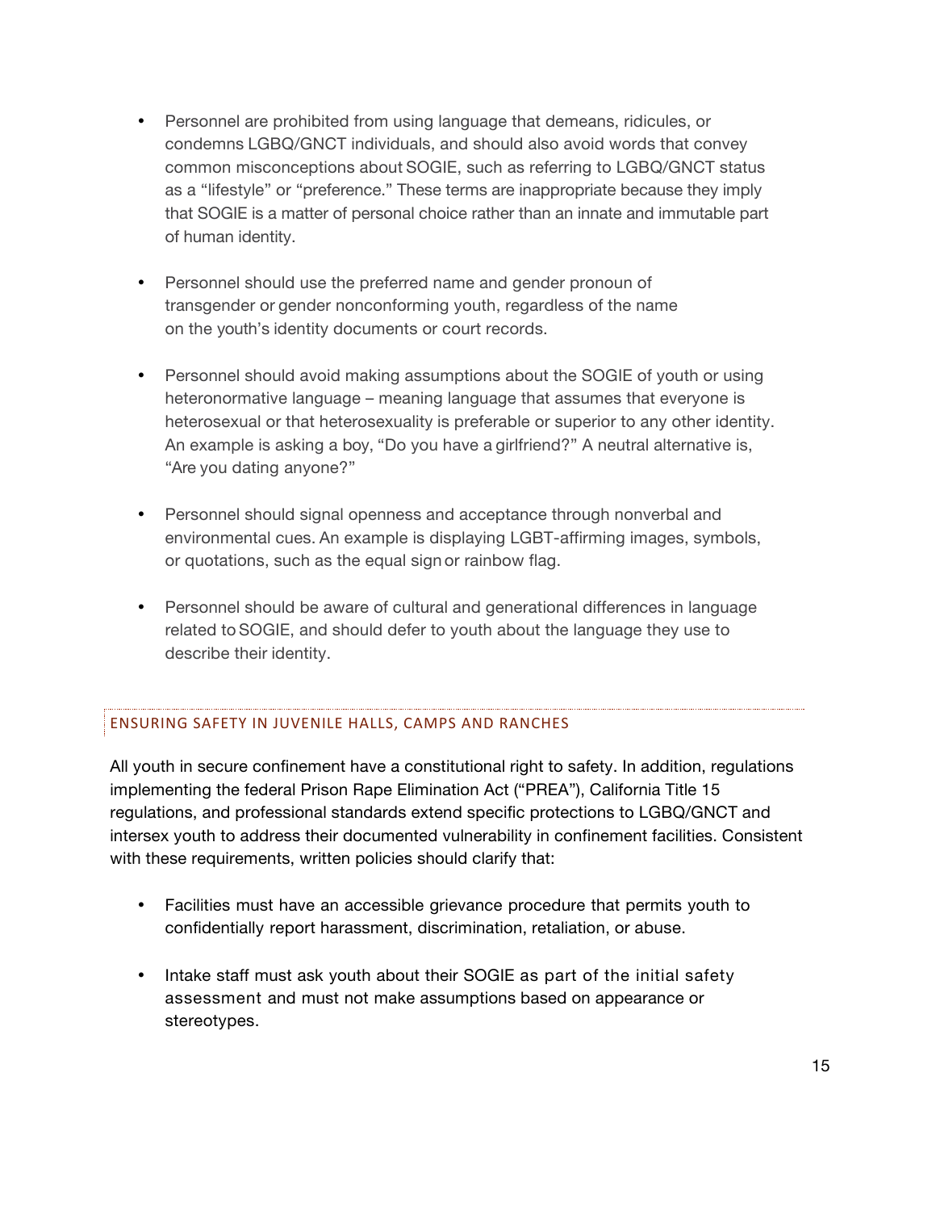- Personnel are prohibited from using language that demeans, ridicules, or condemns LGBQ/GNCT individuals, and should also avoid words that convey common misconceptions about SOGIE, such as referring to LGBQ/GNCT status as a "lifestyle" or "preference." These terms are inappropriate because they imply that SOGIE is a matter of personal choice rather than an innate and immutable part of human identity.

- Personnel should use the preferred name and gender pronoun of transgender or gender nonconforming youth, regardless of the name on the youth's identity documents or court records.

- Personnel should avoid making assumptions about the SOGIE of youth or using heteronormative language – meaning language that assumes that everyone is heterosexual or that heterosexuality is preferable or superior to any other identity. An example is asking a boy, "Do you have a girlfriend?" A neutral alternative is, "Are you dating anyone?"

- Personnel should signal openness and acceptance through nonverbal and environmental cues. An example is displaying LGBT-affirming images, symbols, or quotations, such as the equal sign or rainbow flag.

- Personnel should be aware of cultural and generational differences in language related to SOGIE, and should defer to youth about the language they use to describe their identity.

## ENSURING SAFETY IN JUVENILE HALLS, CAMPS AND RANCHES

All youth in secure confinement have a constitutional right to safety. In addition, regulations implementing the federal Prison Rape Elimination Act ("PREA"), California Title 15 regulations, and professional standards extend specific protections to LGBQ/GNCT and intersex youth to address their documented vulnerability in confinement facilities. Consistent with these requirements, written policies should clarify that:

- Facilities must have an accessible grievance procedure that permits youth to confidentially report harassment, discrimination, retaliation, or abuse.

- Intake staff must ask youth about their SOGIE as part of the initial safety assessment and must not make assumptions based on appearance or stereotypes.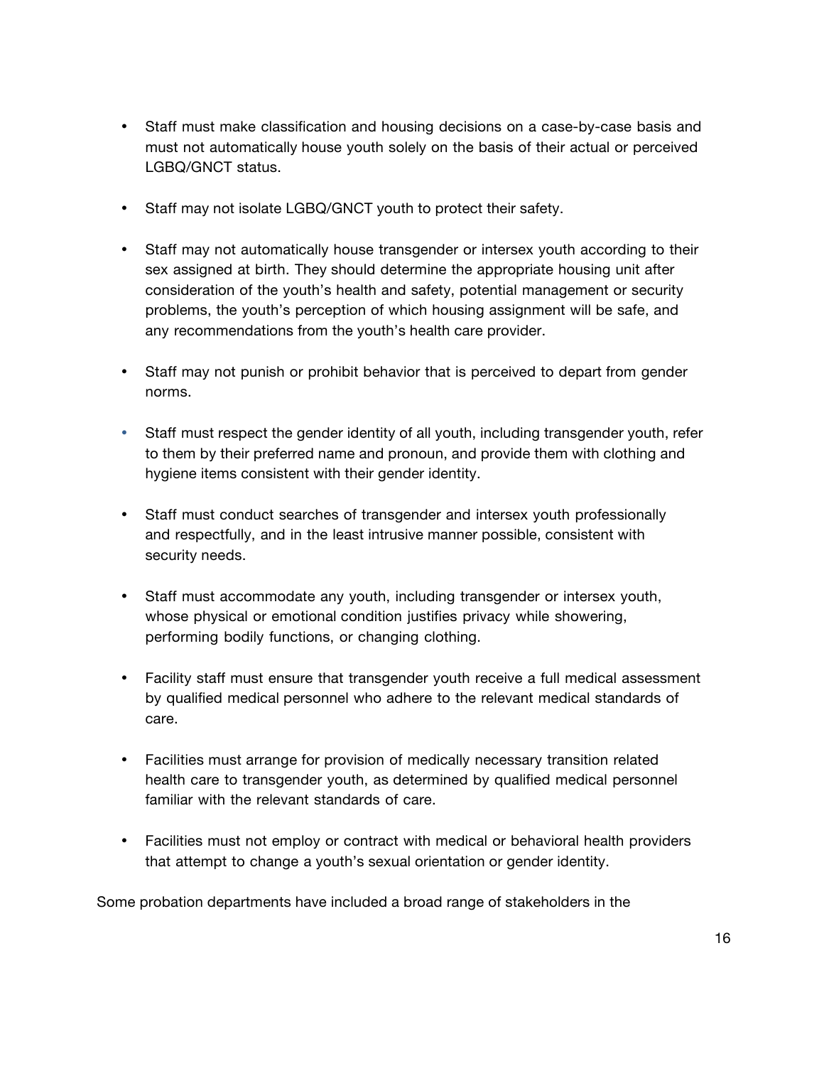- Staff must make classification and housing decisions on a case-by-case basis and must not automatically house youth solely on the basis of their actual or perceived LGBQ/GNCT status.

- Staff may not isolate LGBQ/GNCT youth to protect their safety.

- Staff may not automatically house transgender or intersex youth according to their sex assigned at birth. They should determine the appropriate housing unit after consideration of the youth's health and safety, potential management or security problems, the youth's perception of which housing assignment will be safe, and any recommendations from the youth's health care provider.

- Staff may not punish or prohibit behavior that is perceived to depart from gender norms.

- Staff must respect the gender identity of all youth, including transgender youth, refer to them by their preferred name and pronoun, and provide them with clothing and hygiene items consistent with their gender identity.

- Staff must conduct searches of transgender and intersex youth professionally and respectfully, and in the least intrusive manner possible, consistent with security needs.

- Staff must accommodate any youth, including transgender or intersex youth, whose physical or emotional condition justifies privacy while showering, performing bodily functions, or changing clothing.

- Facility staff must ensure that transgender youth receive a full medical assessment by qualified medical personnel who adhere to the relevant medical standards of care.

- Facilities must arrange for provision of medically necessary transition related health care to transgender youth, as determined by qualified medical personnel familiar with the relevant standards of care.

- Facilities must not employ or contract with medical or behavioral health providers that attempt to change a youth's sexual orientation or gender identity.

Some probation departments have included a broad range of stakeholders in the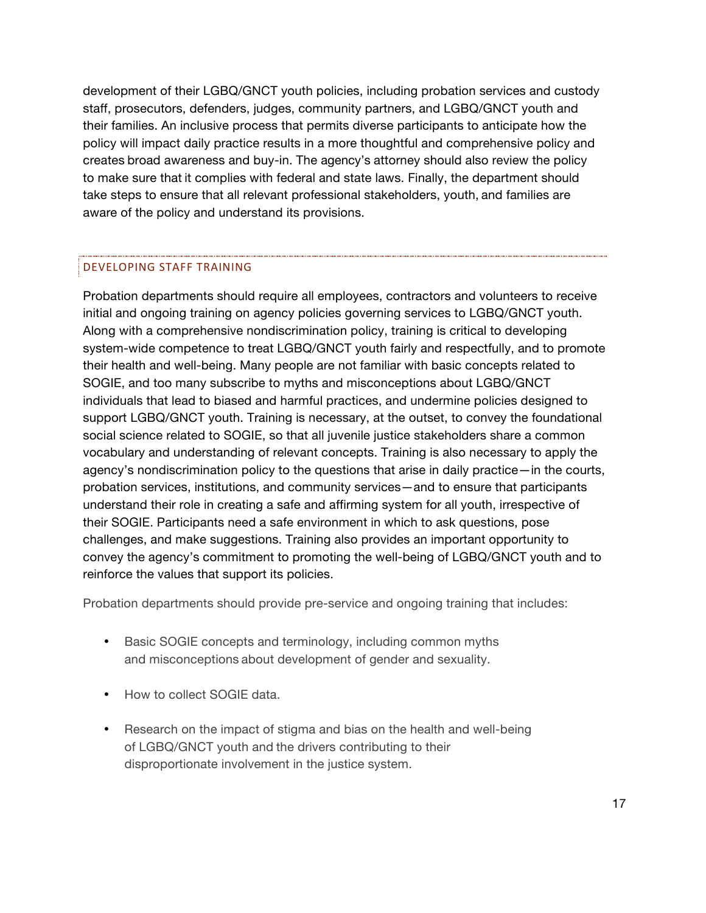development of their LGBQ/GNCT youth policies, including probation services and custody staff, prosecutors, defenders, judges, community partners, and LGBQ/GNCT youth and their families. An inclusive process that permits diverse participants to anticipate how the policy will impact daily practice results in a more thoughtful and comprehensive policy and creates broad awareness and buy-in. The agency's attorney should also review the policy to make sure that it complies with federal and state laws. Finally, the department should take steps to ensure that all relevant professional stakeholders, youth, and families are aware of the policy and understand its provisions.

## DEVELOPING STAFF TRAINING

Probation departments should require all employees, contractors and volunteers to receive initial and ongoing training on agency policies governing services to LGBQ/GNCT youth. Along with a comprehensive nondiscrimination policy, training is critical to developing system-wide competence to treat LGBQ/GNCT youth fairly and respectfully, and to promote their health and well-being. Many people are not familiar with basic concepts related to SOGIE, and too many subscribe to myths and misconceptions about LGBQ/GNCT individuals that lead to biased and harmful practices, and undermine policies designed to support LGBQ/GNCT youth. Training is necessary, at the outset, to convey the foundational social science related to SOGIE, so that all juvenile justice stakeholders share a common vocabulary and understanding of relevant concepts. Training is also necessary to apply the agency's nondiscrimination policy to the questions that arise in daily practice—in the courts, probation services, institutions, and community services—and to ensure that participants understand their role in creating a safe and affirming system for all youth, irrespective of their SOGIE. Participants need a safe environment in which to ask questions, pose challenges, and make suggestions. Training also provides an important opportunity to convey the agency's commitment to promoting the well-being of LGBQ/GNCT youth and to reinforce the values that support its policies.

Probation departments should provide pre-service and ongoing training that includes:

- Basic SOGIE concepts and terminology, including common myths and misconceptions about development of gender and sexuality.
- How to collect SOGIE data.
- Research on the impact of stigma and bias on the health and well-being of LGBQ/GNCT youth and the drivers contributing to their disproportionate involvement in the justice system.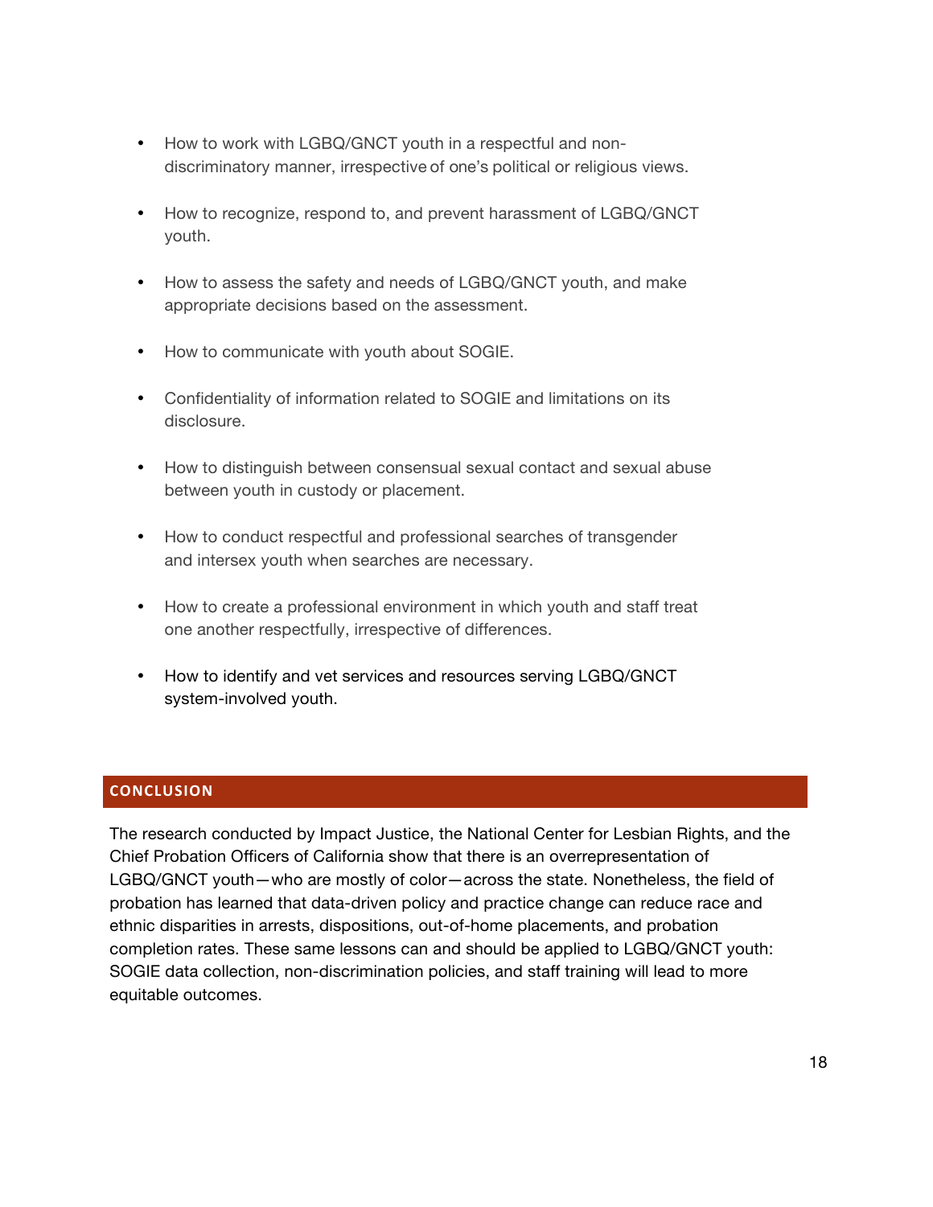- How to work with LGBQ/GNCT youth in a respectful and non-discriminatory manner, irrespective of one's political or religious views.
- How to recognize, respond to, and prevent harassment of LGBQ/GNCT youth.
- How to assess the safety and needs of LGBQ/GNCT youth, and make appropriate decisions based on the assessment.
- How to communicate with youth about SOGIE.
- Confidentiality of information related to SOGIE and limitations on its disclosure.
- How to distinguish between consensual sexual contact and sexual abuse between youth in custody or placement.
- How to conduct respectful and professional searches of transgender and intersex youth when searches are necessary.
- How to create a professional environment in which youth and staff treat one another respectfully, irrespective of differences.
- How to identify and vet services and resources serving LGBQ/GNCT system-involved youth.

## CONCLUSION

The research conducted by Impact Justice, the National Center for Lesbian Rights, and the Chief Probation Officers of California show that there is an overrepresentation of LGBQ/GNCT youth—who are mostly of color—across the state. Nonetheless, the field of probation has learned that data-driven policy and practice change can reduce race and ethnic disparities in arrests, dispositions, out-of-home placements, and probation completion rates. These same lessons can and should be applied to LGBQ/GNCT youth: SOGIE data collection, non-discrimination policies, and staff training will lead to more equitable outcomes.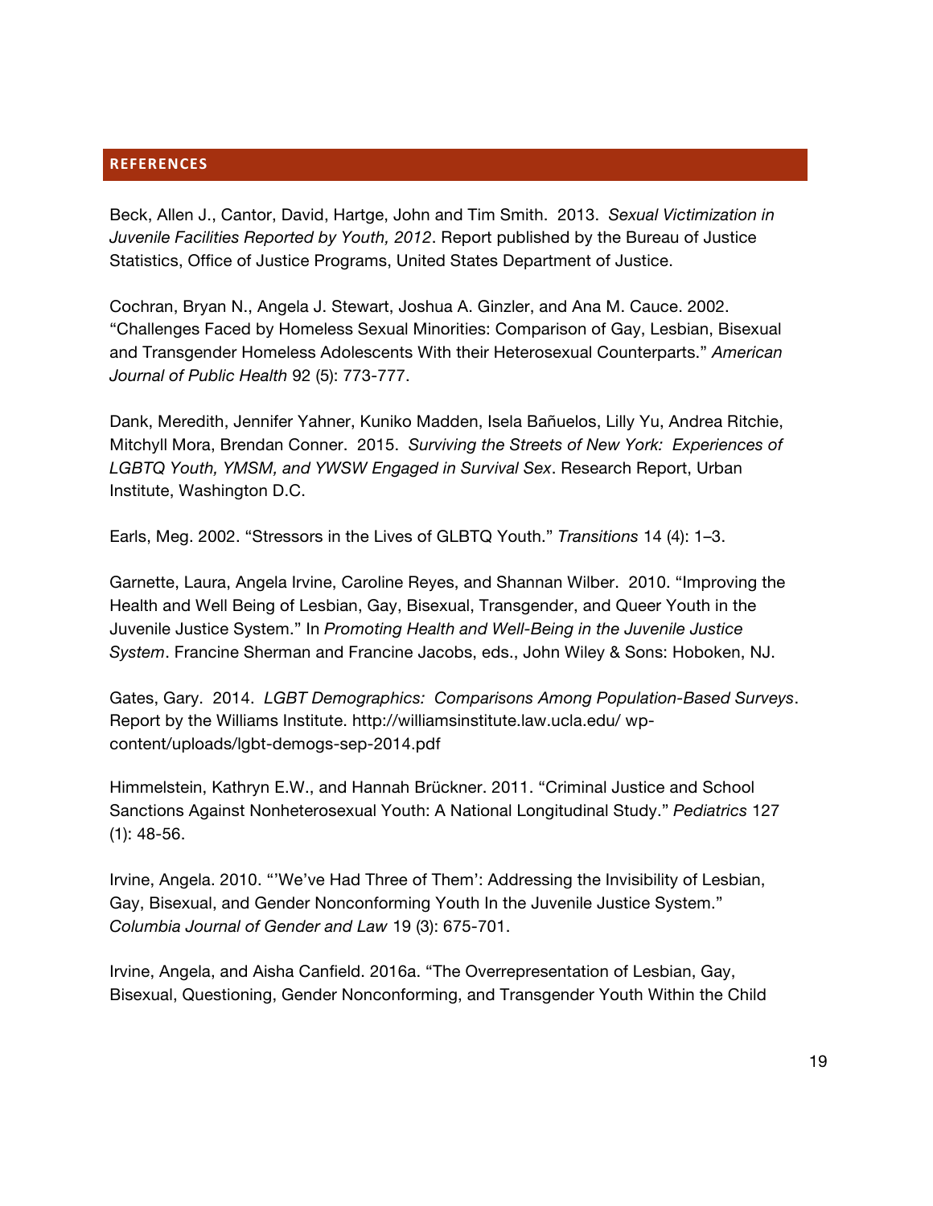## REFERENCES

Beck, Allen J., Cantor, David, Hartge, John and Tim Smith. 2013. *Sexual Victimization in Juvenile Facilities Reported by Youth, 2012*. Report published by the Bureau of Justice Statistics, Office of Justice Programs, United States Department of Justice.

Cochran, Bryan N., Angela J. Stewart, Joshua A. Ginzler, and Ana M. Cauce. 2002. "Challenges Faced by Homeless Sexual Minorities: Comparison of Gay, Lesbian, Bisexual and Transgender Homeless Adolescents With their Heterosexual Counterparts." *American Journal of Public Health* 92 (5): 773-777.

Dank, Meredith, Jennifer Yahner, Kuniko Madden, Isela Bañuelos, Lilly Yu, Andrea Ritchie, Mitchyll Mora, Brendan Conner. 2015. *Surviving the Streets of New York: Experiences of LGBTQ Youth, YMSM, and YWSW Engaged in Survival Sex*. Research Report, Urban Institute, Washington D.C.

Earls, Meg. 2002. "Stressors in the Lives of GLBTQ Youth." *Transitions* 14 (4): 1–3.

Garnette, Laura, Angela Irvine, Caroline Reyes, and Shannan Wilber. 2010. "Improving the Health and Well Being of Lesbian, Gay, Bisexual, Transgender, and Queer Youth in the Juvenile Justice System." In *Promoting Health and Well-Being in the Juvenile Justice System*. Francine Sherman and Francine Jacobs, eds., John Wiley & Sons: Hoboken, NJ.

Gates, Gary. 2014. *LGBT Demographics: Comparisons Among Population-Based Surveys*. Report by the Williams Institute. http://williamsinstitute.law.ucla.edu/ wp-content/uploads/lgbt-demogs-sep-2014.pdf

Himmelstein, Kathryn E.W., and Hannah Brückner. 2011. "Criminal Justice and School Sanctions Against Nonheterosexual Youth: A National Longitudinal Study." *Pediatrics* 127 (1): 48-56.

Irvine, Angela. 2010. "'We've Had Three of Them': Addressing the Invisibility of Lesbian, Gay, Bisexual, and Gender Nonconforming Youth In the Juvenile Justice System." *Columbia Journal of Gender and Law* 19 (3): 675-701.

Irvine, Angela, and Aisha Canfield. 2016a. "The Overrepresentation of Lesbian, Gay, Bisexual, Questioning, Gender Nonconforming, and Transgender Youth Within the Child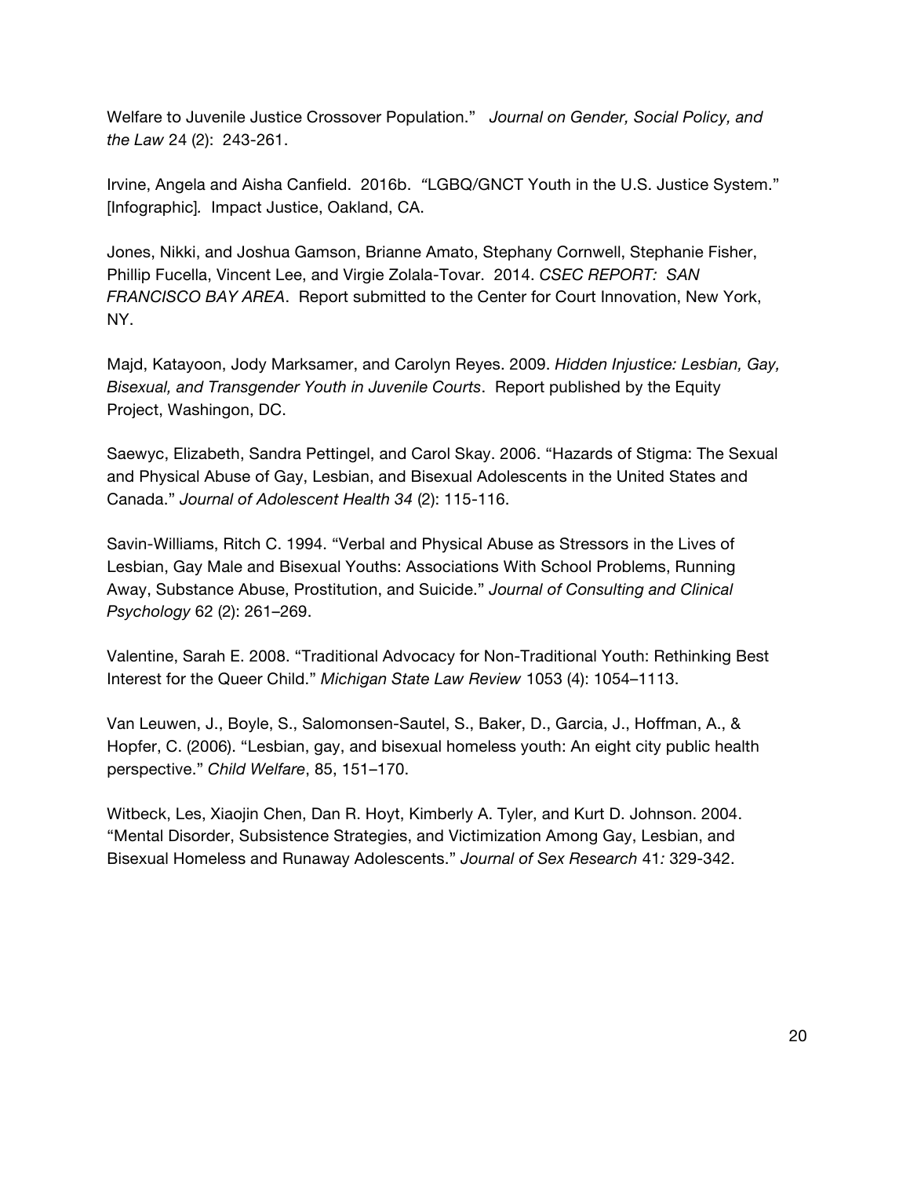Welfare to Juvenile Justice Crossover Population." *Journal on Gender, Social Policy, and the Law* 24 (2): 243-261.

Irvine, Angela and Aisha Canfield. 2016b. "LGBQ/GNCT Youth in the U.S. Justice System." [Infographic]. Impact Justice, Oakland, CA.

Jones, Nikki, and Joshua Gamson, Brianne Amato, Stephany Cornwell, Stephanie Fisher, Phillip Fucella, Vincent Lee, and Virgie Zolala-Tovar. 2014. *CSEC REPORT: SAN FRANCISCO BAY AREA*. Report submitted to the Center for Court Innovation, New York, NY.

Majd, Katayoon, Jody Marksamer, and Carolyn Reyes. 2009. *Hidden Injustice: Lesbian, Gay, Bisexual, and Transgender Youth in Juvenile Courts*. Report published by the Equity Project, Washingon, DC.

Saewyc, Elizabeth, Sandra Pettingel, and Carol Skay. 2006. "Hazards of Stigma: The Sexual and Physical Abuse of Gay, Lesbian, and Bisexual Adolescents in the United States and Canada." *Journal of Adolescent Health 34* (2): 115-116.

Savin-Williams, Ritch C. 1994. "Verbal and Physical Abuse as Stressors in the Lives of Lesbian, Gay Male and Bisexual Youths: Associations With School Problems, Running Away, Substance Abuse, Prostitution, and Suicide." *Journal of Consulting and Clinical Psychology* 62 (2): 261–269.

Valentine, Sarah E. 2008. "Traditional Advocacy for Non-Traditional Youth: Rethinking Best Interest for the Queer Child." *Michigan State Law Review* 1053 (4): 1054–1113.

Van Leuwen, J., Boyle, S., Salomonsen-Sautel, S., Baker, D., Garcia, J., Hoffman, A., & Hopfer, C. (2006). "Lesbian, gay, and bisexual homeless youth: An eight city public health perspective." *Child Welfare*, 85, 151–170.

Witbeck, Les, Xiaojin Chen, Dan R. Hoyt, Kimberly A. Tyler, and Kurt D. Johnson. 2004. "Mental Disorder, Subsistence Strategies, and Victimization Among Gay, Lesbian, and Bisexual Homeless and Runaway Adolescents." *Journal of Sex Research* 41*:* 329-342.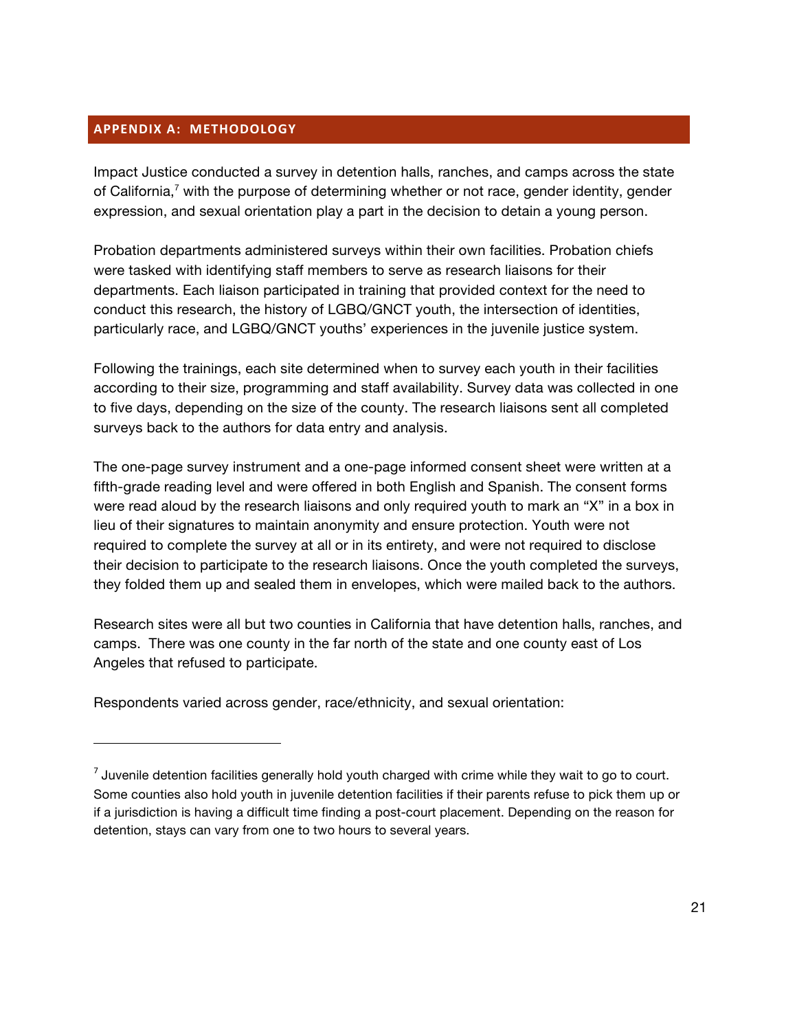## APPENDIX A: METHODOLOGY

Impact Justice conducted a survey in detention halls, ranches, and camps across the state of California,[7] with the purpose of determining whether or not race, gender identity, gender expression, and sexual orientation play a part in the decision to detain a young person.

Probation departments administered surveys within their own facilities. Probation chiefs were tasked with identifying staff members to serve as research liaisons for their departments. Each liaison participated in training that provided context for the need to conduct this research, the history of LGBQ/GNCT youth, the intersection of identities, particularly race, and LGBQ/GNCT youths' experiences in the juvenile justice system.

Following the trainings, each site determined when to survey each youth in their facilities according to their size, programming and staff availability. Survey data was collected in one to five days, depending on the size of the county. The research liaisons sent all completed surveys back to the authors for data entry and analysis.

The one-page survey instrument and a one-page informed consent sheet were written at a fifth-grade reading level and were offered in both English and Spanish. The consent forms were read aloud by the research liaisons and only required youth to mark an "X" in a box in lieu of their signatures to maintain anonymity and ensure protection. Youth were not required to complete the survey at all or in its entirety, and were not required to disclose their decision to participate to the research liaisons. Once the youth completed the surveys, they folded them up and sealed them in envelopes, which were mailed back to the authors.

Research sites were all but two counties in California that have detention halls, ranches, and camps. There was one county in the far north of the state and one county east of Los Angeles that refused to participate.

Respondents varied across gender, race/ethnicity, and sexual orientation:

---

[7] Juvenile detention facilities generally hold youth charged with crime while they wait to go to court. Some counties also hold youth in juvenile detention facilities if their parents refuse to pick them up or if a jurisdiction is having a difficult time finding a post-court placement. Depending on the reason for detention, stays can vary from one to two hours to several years.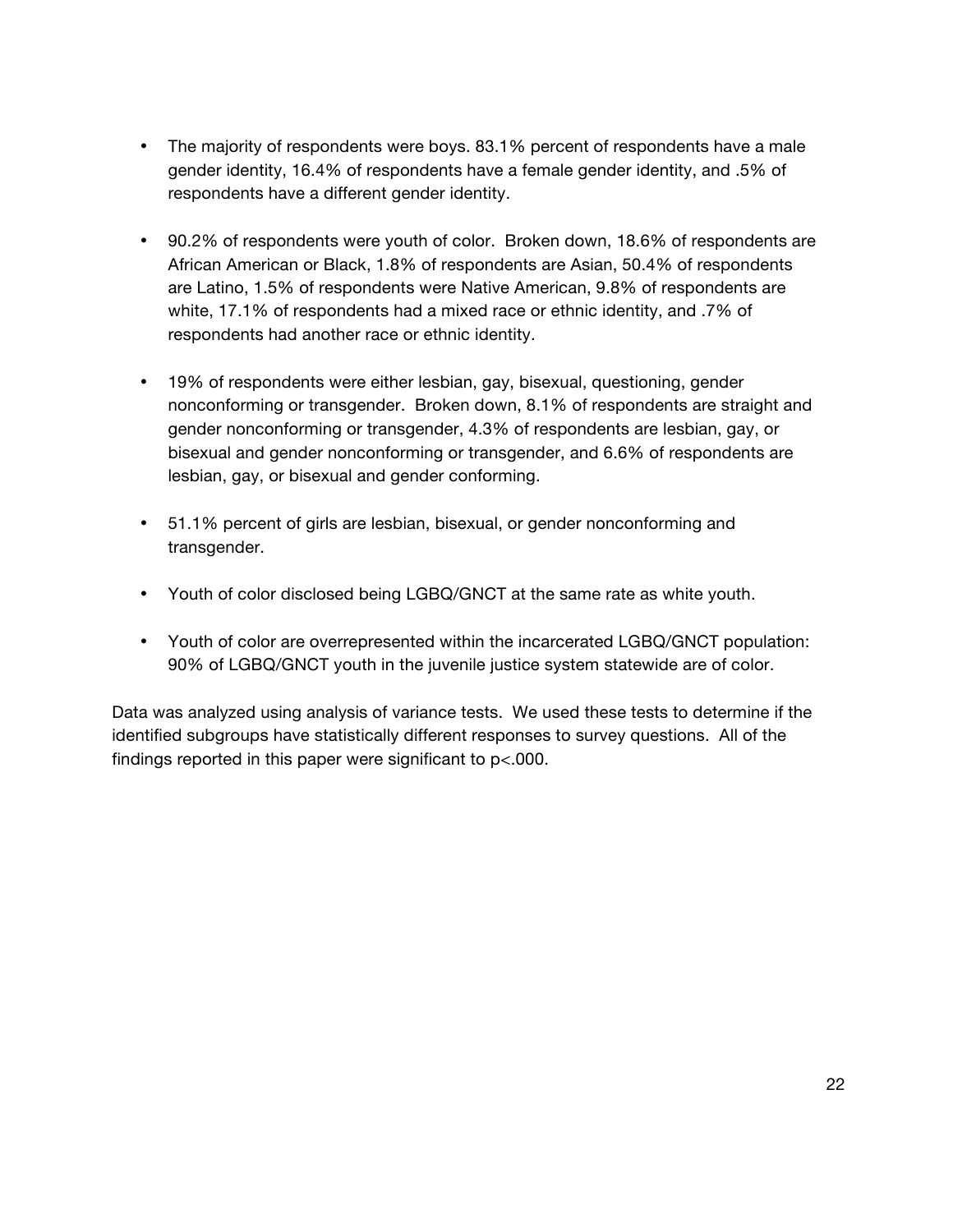- The majority of respondents were boys. 83.1% percent of respondents have a male gender identity, 16.4% of respondents have a female gender identity, and .5% of respondents have a different gender identity.

- 90.2% of respondents were youth of color. Broken down, 18.6% of respondents are African American or Black, 1.8% of respondents are Asian, 50.4% of respondents are Latino, 1.5% of respondents were Native American, 9.8% of respondents are white, 17.1% of respondents had a mixed race or ethnic identity, and .7% of respondents had another race or ethnic identity.

- 19% of respondents were either lesbian, gay, bisexual, questioning, gender nonconforming or transgender. Broken down, 8.1% of respondents are straight and gender nonconforming or transgender, 4.3% of respondents are lesbian, gay, or bisexual and gender nonconforming or transgender, and 6.6% of respondents are lesbian, gay, or bisexual and gender conforming.

- 51.1% percent of girls are lesbian, bisexual, or gender nonconforming and transgender.

- Youth of color disclosed being LGBQ/GNCT at the same rate as white youth.

- Youth of color are overrepresented within the incarcerated LGBQ/GNCT population: 90% of LGBQ/GNCT youth in the juvenile justice system statewide are of color.

Data was analyzed using analysis of variance tests. We used these tests to determine if the identified subgroups have statistically different responses to survey questions. All of the findings reported in this paper were significant to $p<.000$.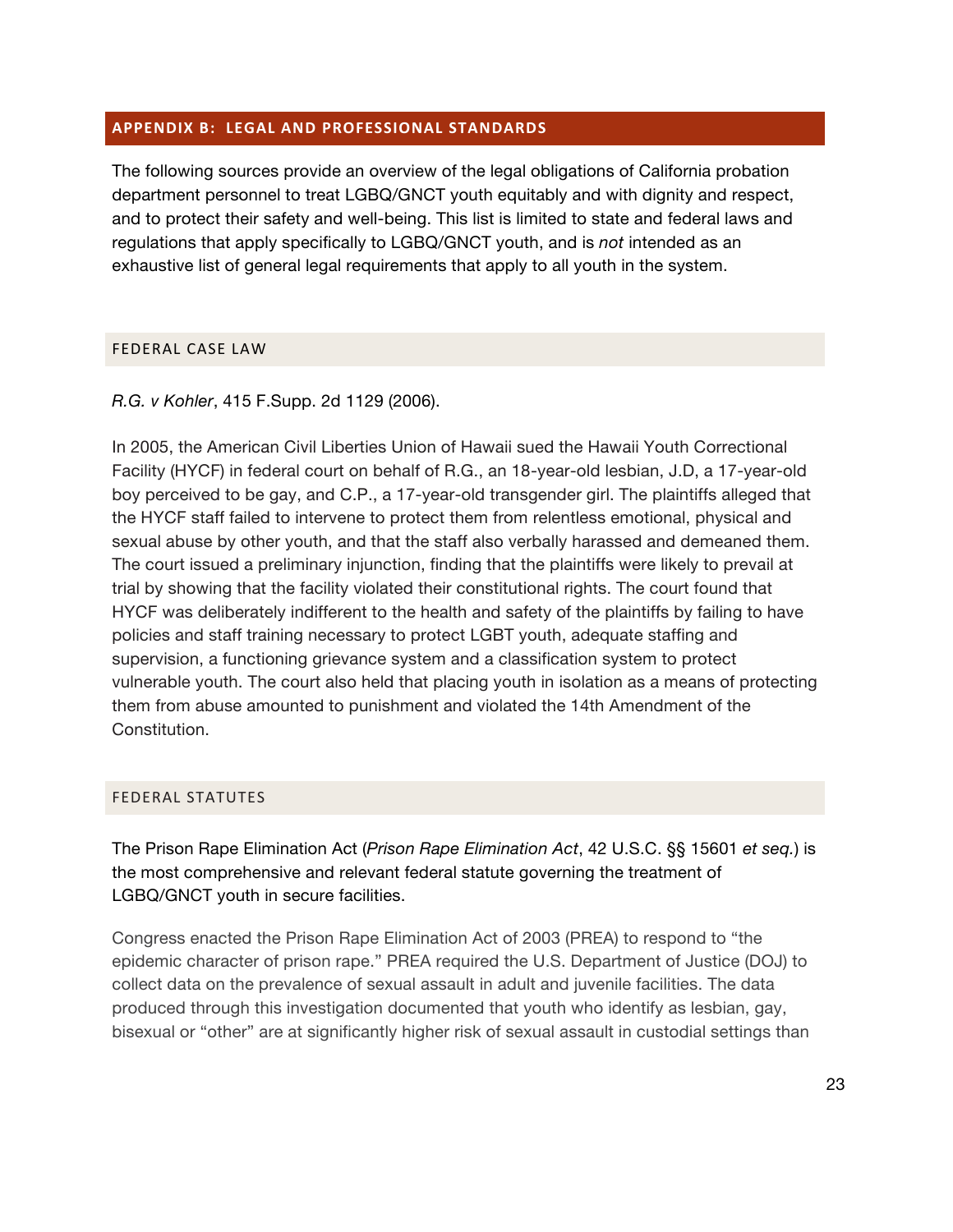## APPENDIX B: LEGAL AND PROFESSIONAL STANDARDS

The following sources provide an overview of the legal obligations of California probation department personnel to treat LGBQ/GNCT youth equitably and with dignity and respect, and to protect their safety and well-being. This list is limited to state and federal laws and regulations that apply specifically to LGBQ/GNCT youth, and is *not* intended as an exhaustive list of general legal requirements that apply to all youth in the system.

### FEDERAL CASE LAW

*R.G. v Kohler*, 415 F.Supp. 2d 1129 (2006).

In 2005, the American Civil Liberties Union of Hawaii sued the Hawaii Youth Correctional Facility (HYCF) in federal court on behalf of R.G., an 18-year-old lesbian, J.D, a 17-year-old boy perceived to be gay, and C.P., a 17-year-old transgender girl. The plaintiffs alleged that the HYCF staff failed to intervene to protect them from relentless emotional, physical and sexual abuse by other youth, and that the staff also verbally harassed and demeaned them. The court issued a preliminary injunction, finding that the plaintiffs were likely to prevail at trial by showing that the facility violated their constitutional rights. The court found that HYCF was deliberately indifferent to the health and safety of the plaintiffs by failing to have policies and staff training necessary to protect LGBT youth, adequate staffing and supervision, a functioning grievance system and a classification system to protect vulnerable youth. The court also held that placing youth in isolation as a means of protecting them from abuse amounted to punishment and violated the 14th Amendment of the Constitution.

### FEDERAL STATUTES

The Prison Rape Elimination Act (*Prison Rape Elimination Act*, 42 U.S.C. §§ 15601 *et seq.*) is the most comprehensive and relevant federal statute governing the treatment of LGBQ/GNCT youth in secure facilities.

Congress enacted the Prison Rape Elimination Act of 2003 (PREA) to respond to "the epidemic character of prison rape." PREA required the U.S. Department of Justice (DOJ) to collect data on the prevalence of sexual assault in adult and juvenile facilities. The data produced through this investigation documented that youth who identify as lesbian, gay, bisexual or "other" are at significantly higher risk of sexual assault in custodial settings than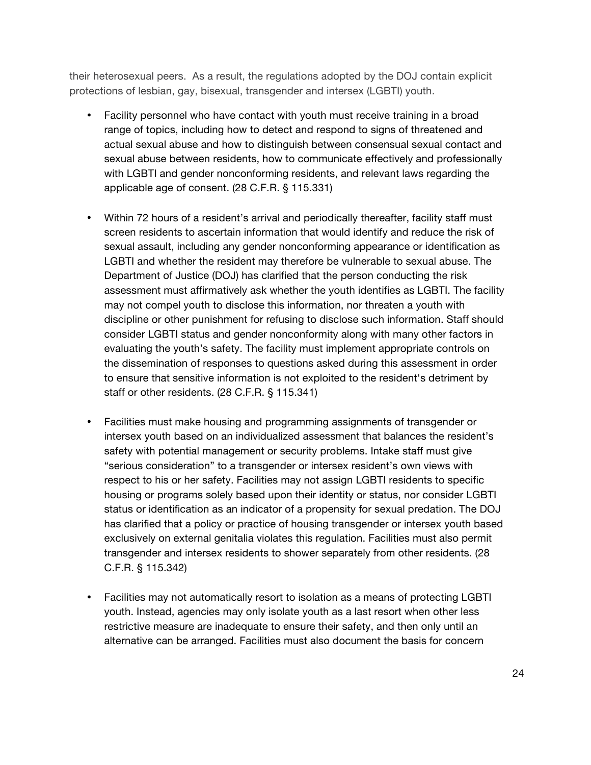their heterosexual peers. As a result, the regulations adopted by the DOJ contain explicit protections of lesbian, gay, bisexual, transgender and intersex (LGBTI) youth.

- Facility personnel who have contact with youth must receive training in a broad range of topics, including how to detect and respond to signs of threatened and actual sexual abuse and how to distinguish between consensual sexual contact and sexual abuse between residents, how to communicate effectively and professionally with LGBTI and gender nonconforming residents, and relevant laws regarding the applicable age of consent. (28 C.F.R. § 115.331)

- Within 72 hours of a resident's arrival and periodically thereafter, facility staff must screen residents to ascertain information that would identify and reduce the risk of sexual assault, including any gender nonconforming appearance or identification as LGBTI and whether the resident may therefore be vulnerable to sexual abuse. The Department of Justice (DOJ) has clarified that the person conducting the risk assessment must affirmatively ask whether the youth identifies as LGBTI. The facility may not compel youth to disclose this information, nor threaten a youth with discipline or other punishment for refusing to disclose such information. Staff should consider LGBTI status and gender nonconformity along with many other factors in evaluating the youth's safety. The facility must implement appropriate controls on the dissemination of responses to questions asked during this assessment in order to ensure that sensitive information is not exploited to the resident's detriment by staff or other residents. (28 C.F.R. § 115.341)

- Facilities must make housing and programming assignments of transgender or intersex youth based on an individualized assessment that balances the resident's safety with potential management or security problems. Intake staff must give "serious consideration" to a transgender or intersex resident's own views with respect to his or her safety. Facilities may not assign LGBTI residents to specific housing or programs solely based upon their identity or status, nor consider LGBTI status or identification as an indicator of a propensity for sexual predation. The DOJ has clarified that a policy or practice of housing transgender or intersex youth based exclusively on external genitalia violates this regulation. Facilities must also permit transgender and intersex residents to shower separately from other residents. (28 C.F.R. § 115.342)

- Facilities may not automatically resort to isolation as a means of protecting LGBTI youth. Instead, agencies may only isolate youth as a last resort when other less restrictive measure are inadequate to ensure their safety, and then only until an alternative can be arranged. Facilities must also document the basis for concern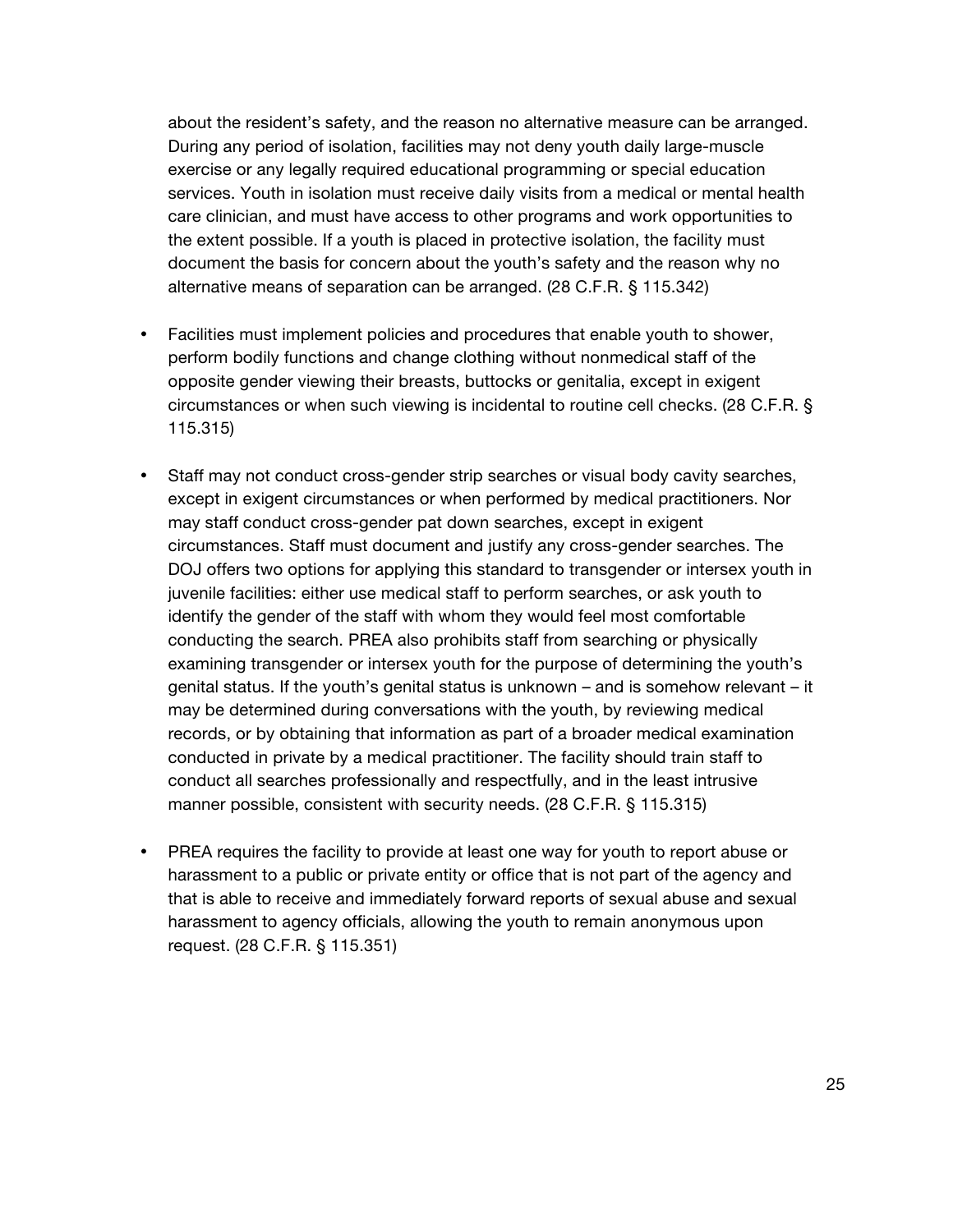about the resident's safety, and the reason no alternative measure can be arranged. During any period of isolation, facilities may not deny youth daily large-muscle exercise or any legally required educational programming or special education services. Youth in isolation must receive daily visits from a medical or mental health care clinician, and must have access to other programs and work opportunities to the extent possible. If a youth is placed in protective isolation, the facility must document the basis for concern about the youth's safety and the reason why no alternative means of separation can be arranged. (28 C.F.R. § 115.342)

- Facilities must implement policies and procedures that enable youth to shower, perform bodily functions and change clothing without nonmedical staff of the opposite gender viewing their breasts, buttocks or genitalia, except in exigent circumstances or when such viewing is incidental to routine cell checks. (28 C.F.R. § 115.315)

- Staff may not conduct cross-gender strip searches or visual body cavity searches, except in exigent circumstances or when performed by medical practitioners. Nor may staff conduct cross-gender pat down searches, except in exigent circumstances. Staff must document and justify any cross-gender searches. The DOJ offers two options for applying this standard to transgender or intersex youth in juvenile facilities: either use medical staff to perform searches, or ask youth to identify the gender of the staff with whom they would feel most comfortable conducting the search. PREA also prohibits staff from searching or physically examining transgender or intersex youth for the purpose of determining the youth's genital status. If the youth's genital status is unknown – and is somehow relevant – it may be determined during conversations with the youth, by reviewing medical records, or by obtaining that information as part of a broader medical examination conducted in private by a medical practitioner. The facility should train staff to conduct all searches professionally and respectfully, and in the least intrusive manner possible, consistent with security needs. (28 C.F.R. § 115.315)

- PREA requires the facility to provide at least one way for youth to report abuse or harassment to a public or private entity or office that is not part of the agency and that is able to receive and immediately forward reports of sexual abuse and sexual harassment to agency officials, allowing the youth to remain anonymous upon request. (28 C.F.R. § 115.351)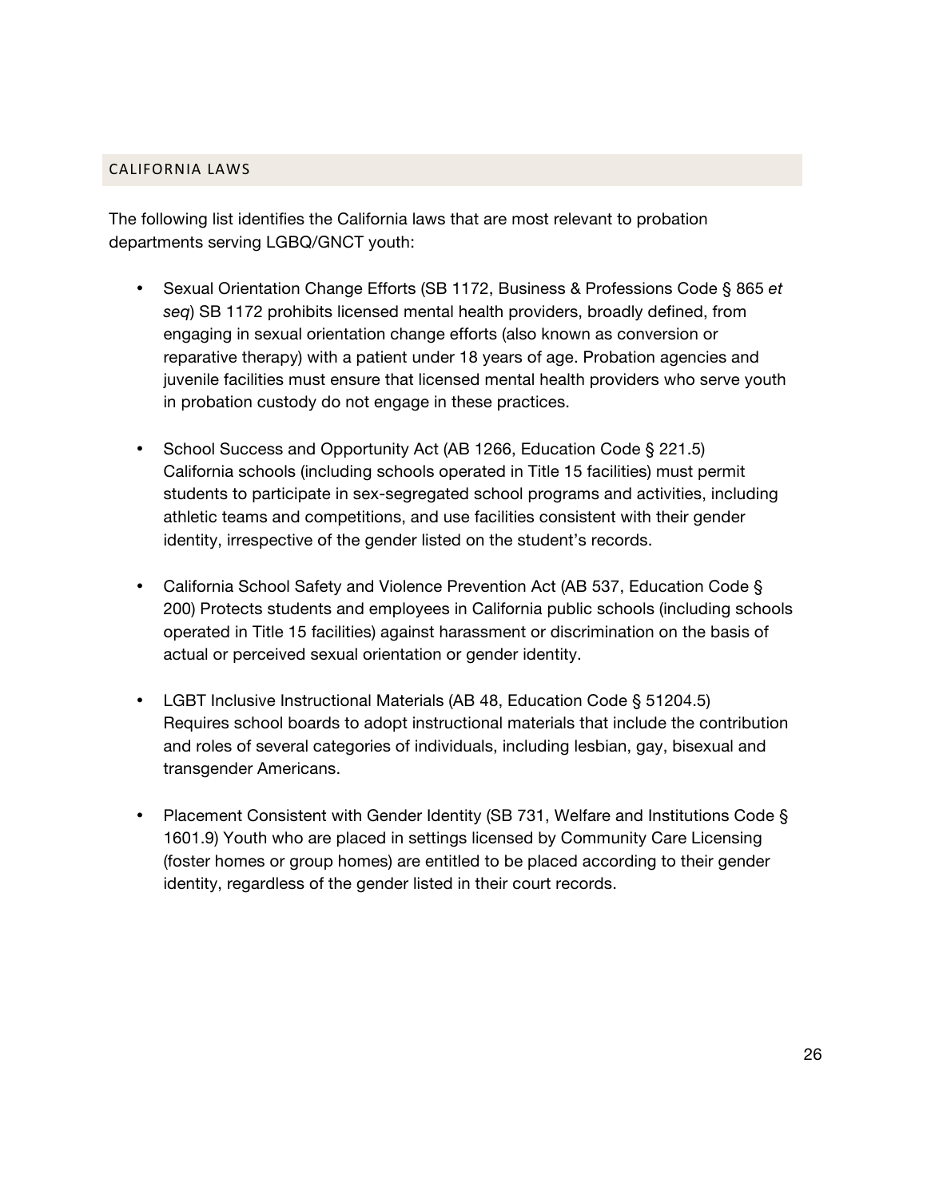## CALIFORNIA LAWS

The following list identifies the California laws that are most relevant to probation departments serving LGBQ/GNCT youth:

- Sexual Orientation Change Efforts (SB 1172, Business & Professions Code § 865 *et seq*) SB 1172 prohibits licensed mental health providers, broadly defined, from engaging in sexual orientation change efforts (also known as conversion or reparative therapy) with a patient under 18 years of age. Probation agencies and juvenile facilities must ensure that licensed mental health providers who serve youth in probation custody do not engage in these practices.

- School Success and Opportunity Act (AB 1266, Education Code § 221.5) California schools (including schools operated in Title 15 facilities) must permit students to participate in sex-segregated school programs and activities, including athletic teams and competitions, and use facilities consistent with their gender identity, irrespective of the gender listed on the student's records.

- California School Safety and Violence Prevention Act (AB 537, Education Code § 200) Protects students and employees in California public schools (including schools operated in Title 15 facilities) against harassment or discrimination on the basis of actual or perceived sexual orientation or gender identity.

- LGBT Inclusive Instructional Materials (AB 48, Education Code § 51204.5) Requires school boards to adopt instructional materials that include the contribution and roles of several categories of individuals, including lesbian, gay, bisexual and transgender Americans.

- Placement Consistent with Gender Identity (SB 731, Welfare and Institutions Code § 1601.9) Youth who are placed in settings licensed by Community Care Licensing (foster homes or group homes) are entitled to be placed according to their gender identity, regardless of the gender listed in their court records.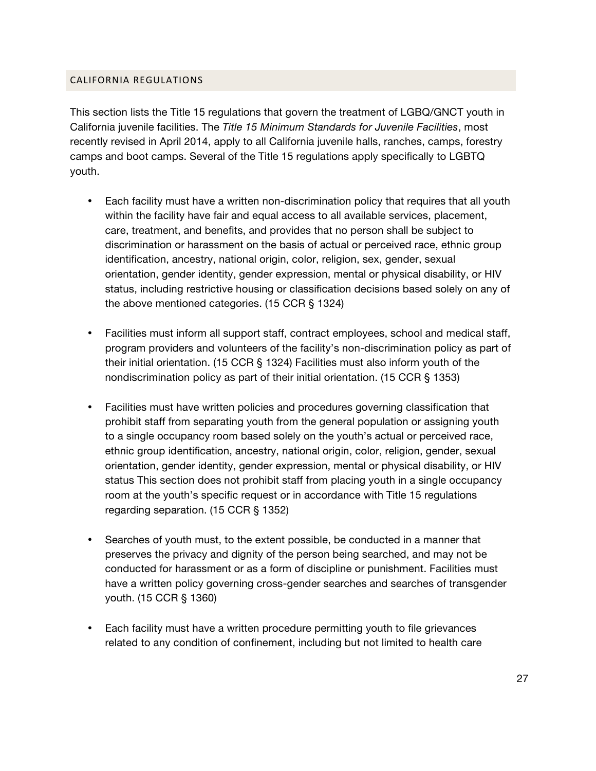## CALIFORNIA REGULATIONS

This section lists the Title 15 regulations that govern the treatment of LGBQ/GNCT youth in California juvenile facilities. The *Title 15 Minimum Standards for Juvenile Facilities*, most recently revised in April 2014, apply to all California juvenile halls, ranches, camps, forestry camps and boot camps. Several of the Title 15 regulations apply specifically to LGBTQ youth.

- Each facility must have a written non-discrimination policy that requires that all youth within the facility have fair and equal access to all available services, placement, care, treatment, and benefits, and provides that no person shall be subject to discrimination or harassment on the basis of actual or perceived race, ethnic group identification, ancestry, national origin, color, religion, sex, gender, sexual orientation, gender identity, gender expression, mental or physical disability, or HIV status, including restrictive housing or classification decisions based solely on any of the above mentioned categories. (15 CCR § 1324)

- Facilities must inform all support staff, contract employees, school and medical staff, program providers and volunteers of the facility's non-discrimination policy as part of their initial orientation. (15 CCR § 1324) Facilities must also inform youth of the nondiscrimination policy as part of their initial orientation. (15 CCR § 1353)

- Facilities must have written policies and procedures governing classification that prohibit staff from separating youth from the general population or assigning youth to a single occupancy room based solely on the youth's actual or perceived race, ethnic group identification, ancestry, national origin, color, religion, gender, sexual orientation, gender identity, gender expression, mental or physical disability, or HIV status This section does not prohibit staff from placing youth in a single occupancy room at the youth's specific request or in accordance with Title 15 regulations regarding separation. (15 CCR § 1352)

- Searches of youth must, to the extent possible, be conducted in a manner that preserves the privacy and dignity of the person being searched, and may not be conducted for harassment or as a form of discipline or punishment. Facilities must have a written policy governing cross-gender searches and searches of transgender youth. (15 CCR § 1360)

- Each facility must have a written procedure permitting youth to file grievances related to any condition of confinement, including but not limited to health care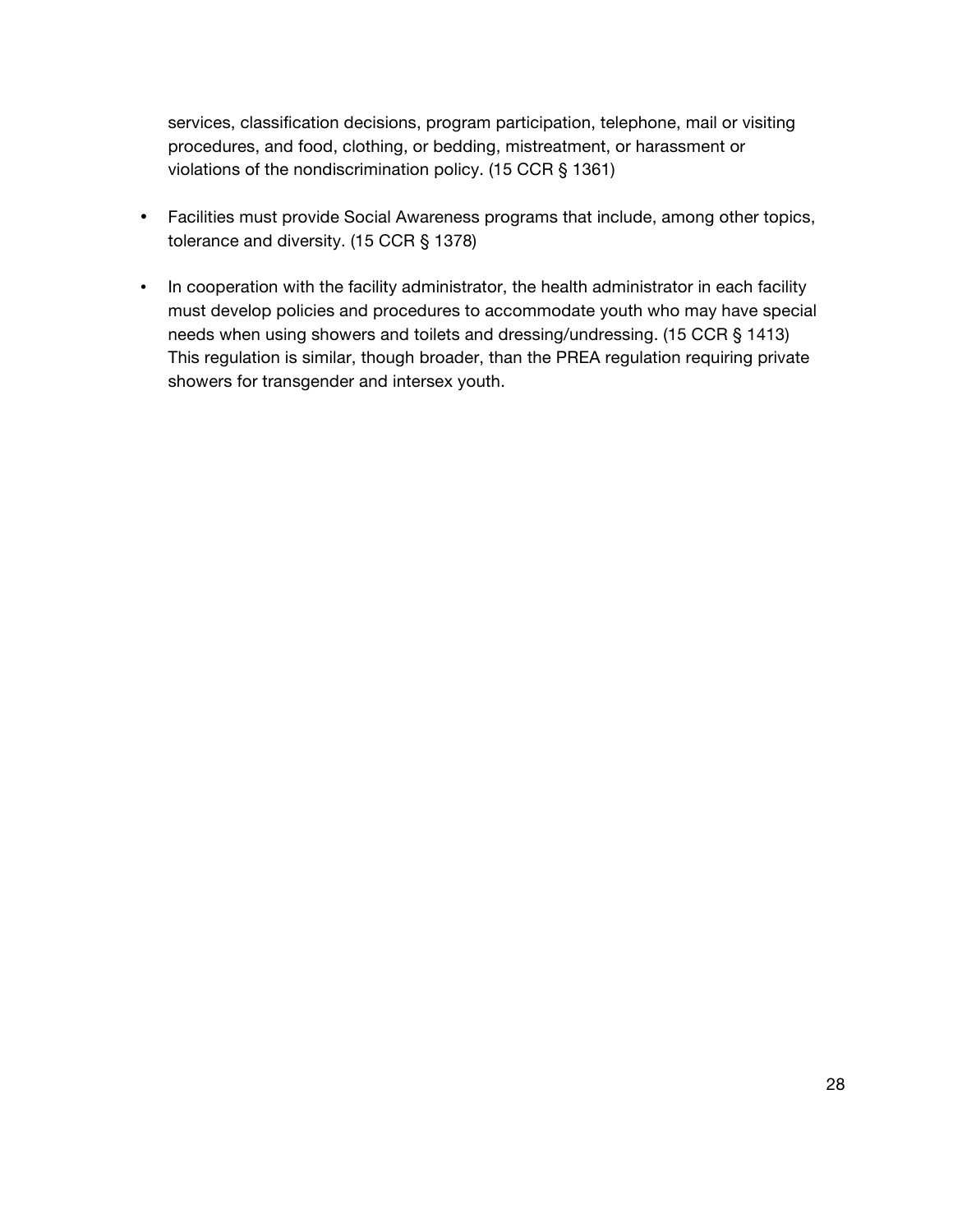services, classification decisions, program participation, telephone, mail or visiting procedures, and food, clothing, or bedding, mistreatment, or harassment or violations of the nondiscrimination policy. (15 CCR § 1361)

- Facilities must provide Social Awareness programs that include, among other topics, tolerance and diversity. (15 CCR § 1378)
- In cooperation with the facility administrator, the health administrator in each facility must develop policies and procedures to accommodate youth who may have special needs when using showers and toilets and dressing/undressing. (15 CCR § 1413) This regulation is similar, though broader, than the PREA regulation requiring private showers for transgender and intersex youth.